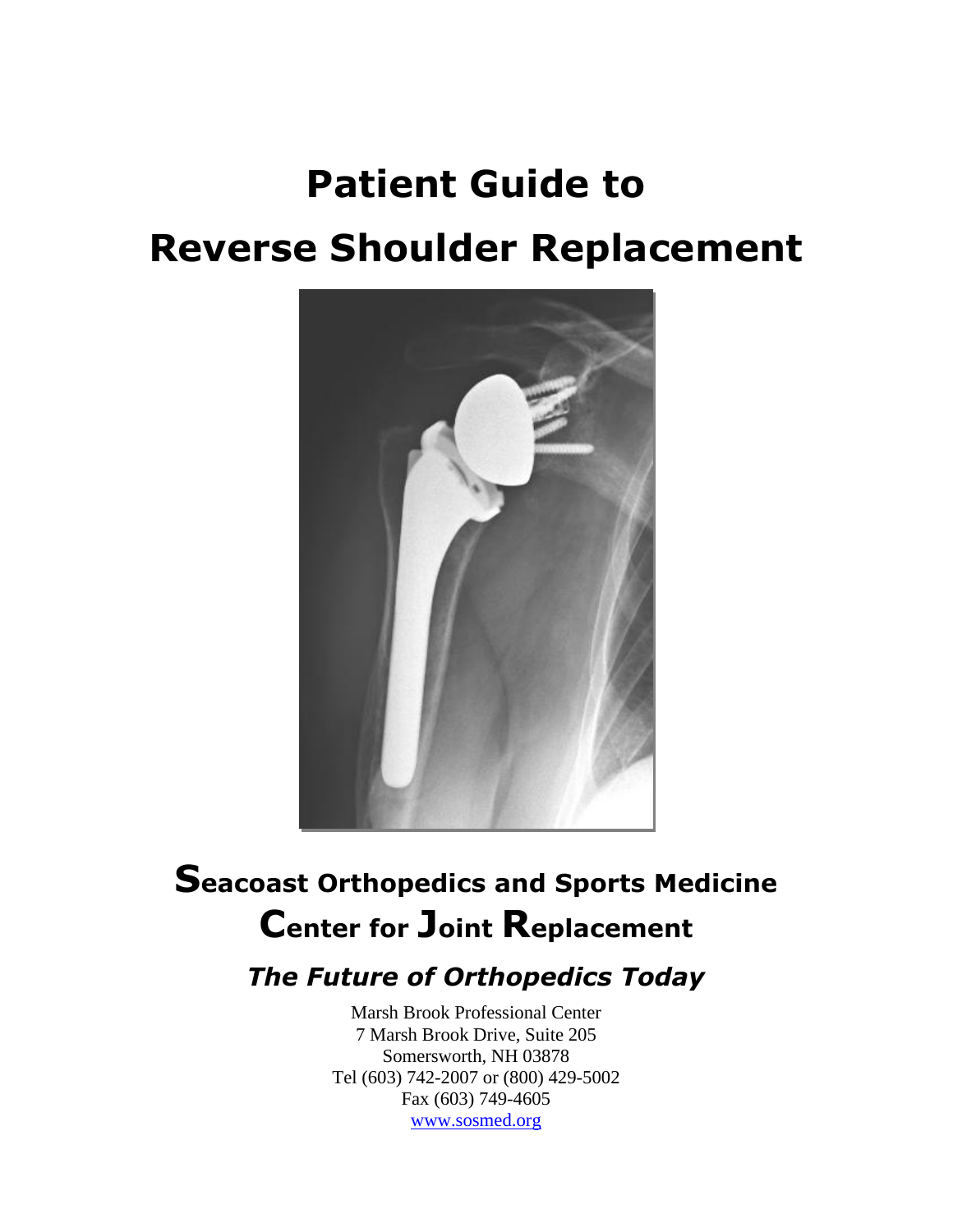# Patient Guide to

# Reverse Shoulder Replacement

## Seacoast Orthopedics and Sports Medicine

## Center for Joint Replacement

### *The Future of Orthopedics Today*

Marsh Brook Professional Center
7 Marsh Brook Drive, Suite 205
Somersworth, NH 03878
Tel (603) 742-2007 or (800) 429-5002
Fax (603) 749-4605
www.sosmed.org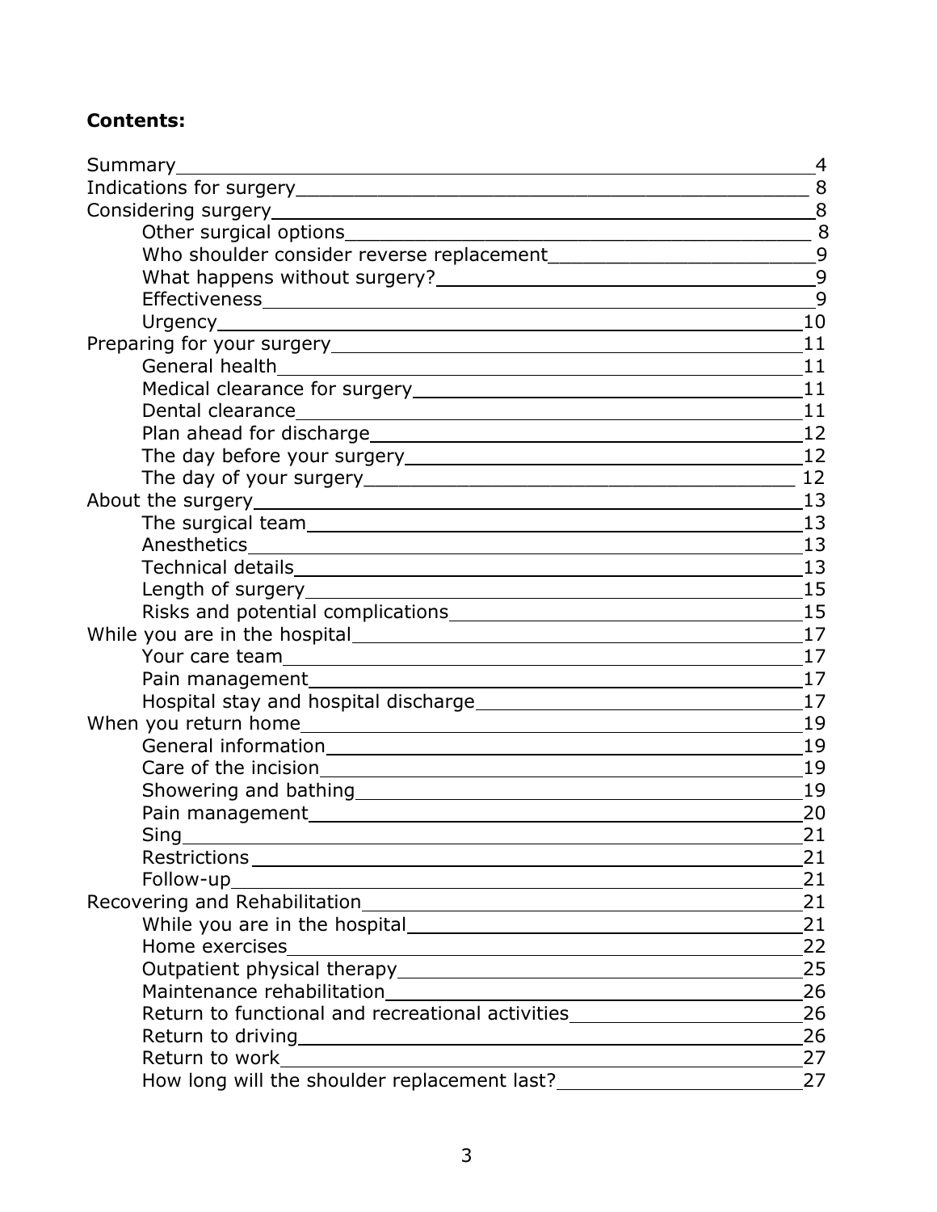**Contents:**

| | |
|---|---|
| Summary | 4 |
| Indications for surgery | 8 |
| Considering surgery | 8 |
| &nbsp;&nbsp;&nbsp;&nbsp;Other surgical options | 8 |
| &nbsp;&nbsp;&nbsp;&nbsp;Who shoulder consider reverse replacement | 9 |
| &nbsp;&nbsp;&nbsp;&nbsp;What happens without surgery? | 9 |
| &nbsp;&nbsp;&nbsp;&nbsp;Effectiveness | 9 |
| &nbsp;&nbsp;&nbsp;&nbsp;Urgency | 10 |
| Preparing for your surgery | 11 |
| &nbsp;&nbsp;&nbsp;&nbsp;General health | 11 |
| &nbsp;&nbsp;&nbsp;&nbsp;Medical clearance for surgery | 11 |
| &nbsp;&nbsp;&nbsp;&nbsp;Dental clearance | 11 |
| &nbsp;&nbsp;&nbsp;&nbsp;Plan ahead for discharge | 12 |
| &nbsp;&nbsp;&nbsp;&nbsp;The day before your surgery | 12 |
| &nbsp;&nbsp;&nbsp;&nbsp;The day of your surgery | 12 |
| About the surgery | 13 |
| &nbsp;&nbsp;&nbsp;&nbsp;The surgical team | 13 |
| &nbsp;&nbsp;&nbsp;&nbsp;Anesthetics | 13 |
| &nbsp;&nbsp;&nbsp;&nbsp;Technical details | 13 |
| &nbsp;&nbsp;&nbsp;&nbsp;Length of surgery | 15 |
| &nbsp;&nbsp;&nbsp;&nbsp;Risks and potential complications | 15 |
| While you are in the hospital | 17 |
| &nbsp;&nbsp;&nbsp;&nbsp;Your care team | 17 |
| &nbsp;&nbsp;&nbsp;&nbsp;Pain management | 17 |
| &nbsp;&nbsp;&nbsp;&nbsp;Hospital stay and hospital discharge | 17 |
| When you return home | 19 |
| &nbsp;&nbsp;&nbsp;&nbsp;General information | 19 |
| &nbsp;&nbsp;&nbsp;&nbsp;Care of the incision | 19 |
| &nbsp;&nbsp;&nbsp;&nbsp;Showering and bathing | 19 |
| &nbsp;&nbsp;&nbsp;&nbsp;Pain management | 20 |
| &nbsp;&nbsp;&nbsp;&nbsp;Sing | 21 |
| &nbsp;&nbsp;&nbsp;&nbsp;Restrictions | 21 |
| &nbsp;&nbsp;&nbsp;&nbsp;Follow-up | 21 |
| Recovering and Rehabilitation | 21 |
| &nbsp;&nbsp;&nbsp;&nbsp;While you are in the hospital | 21 |
| &nbsp;&nbsp;&nbsp;&nbsp;Home exercises | 22 |
| &nbsp;&nbsp;&nbsp;&nbsp;Outpatient physical therapy | 25 |
| &nbsp;&nbsp;&nbsp;&nbsp;Maintenance rehabilitation | 26 |
| &nbsp;&nbsp;&nbsp;&nbsp;Return to functional and recreational activities | 26 |
| &nbsp;&nbsp;&nbsp;&nbsp;Return to driving | 26 |
| &nbsp;&nbsp;&nbsp;&nbsp;Return to work | 27 |
| &nbsp;&nbsp;&nbsp;&nbsp;How long will the shoulder replacement last? | 27 |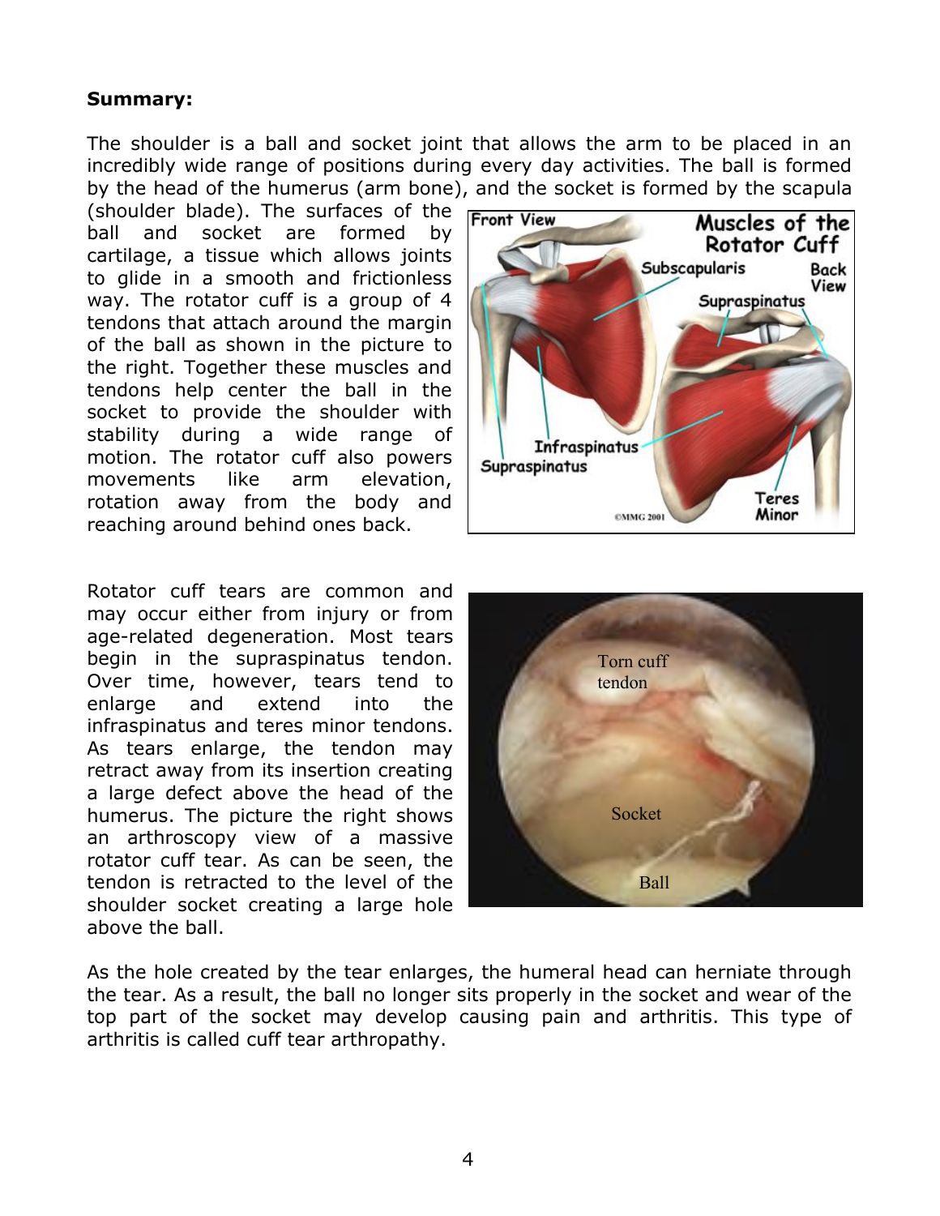**Summary:**

The shoulder is a ball and socket joint that allows the arm to be placed in an incredibly wide range of positions during every day activities. The ball is formed by the head of the humerus (arm bone), and the socket is formed by the scapula (shoulder blade). The surfaces of the ball and socket are formed by cartilage, a tissue which allows joints to glide in a smooth and frictionless way. The rotator cuff is a group of 4 tendons that attach around the margin of the ball as shown in the picture to the right. Together these muscles and tendons help center the ball in the socket to provide the shoulder with stability during a wide range of motion. The rotator cuff also powers movements like arm elevation, rotation away from the body and reaching around behind ones back.

Rotator cuff tears are common and may occur either from injury or from age-related degeneration. Most tears begin in the supraspinatus tendon. Over time, however, tears tend to enlarge and extend into the infraspinatus and teres minor tendons. As tears enlarge, the tendon may retract away from its insertion creating a large defect above the head of the humerus. The picture the right shows an arthroscopy view of a massive rotator cuff tear. As can be seen, the tendon is retracted to the level of the shoulder socket creating a large hole above the ball.

As the hole created by the tear enlarges, the humeral head can herniate through the tear. As a result, the ball no longer sits properly in the socket and wear of the top part of the socket may develop causing pain and arthritis. This type of arthritis is called cuff tear arthropathy.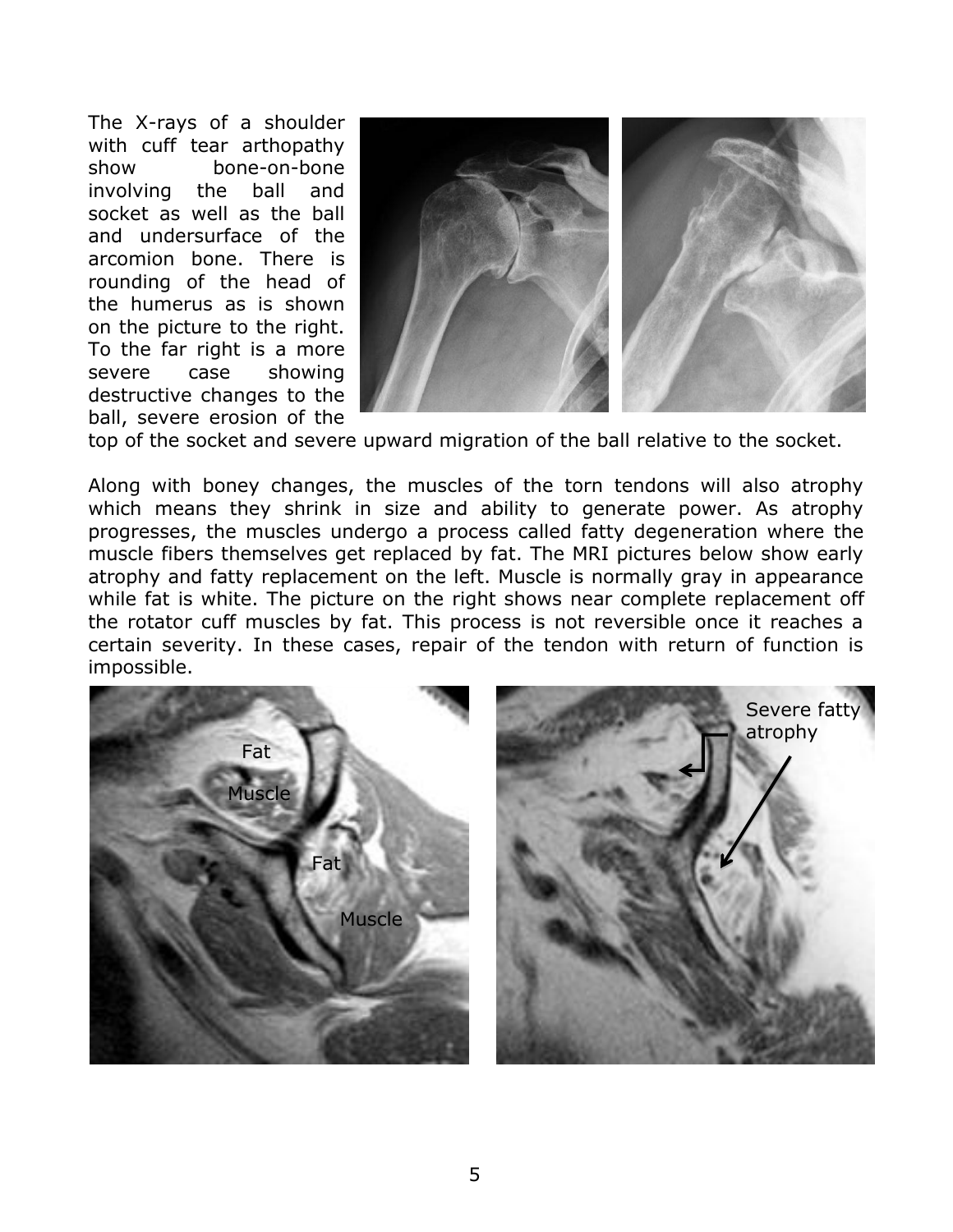The X-rays of a shoulder with cuff tear arthopathy show bone-on-bone involving the ball and socket as well as the ball and undersurface of the arcomion bone. There is rounding of the head of the humerus as is shown on the picture to the right. To the far right is a more severe case showing destructive changes to the ball, severe erosion of the top of the socket and severe upward migration of the ball relative to the socket.

Along with boney changes, the muscles of the torn tendons will also atrophy which means they shrink in size and ability to generate power. As atrophy progresses, the muscles undergo a process called fatty degeneration where the muscle fibers themselves get replaced by fat. The MRI pictures below show early atrophy and fatty replacement on the left. Muscle is normally gray in appearance while fat is white. The picture on the right shows near complete replacement off the rotator cuff muscles by fat. This process is not reversible once it reaches a certain severity. In these cases, repair of the tendon with return of function is impossible.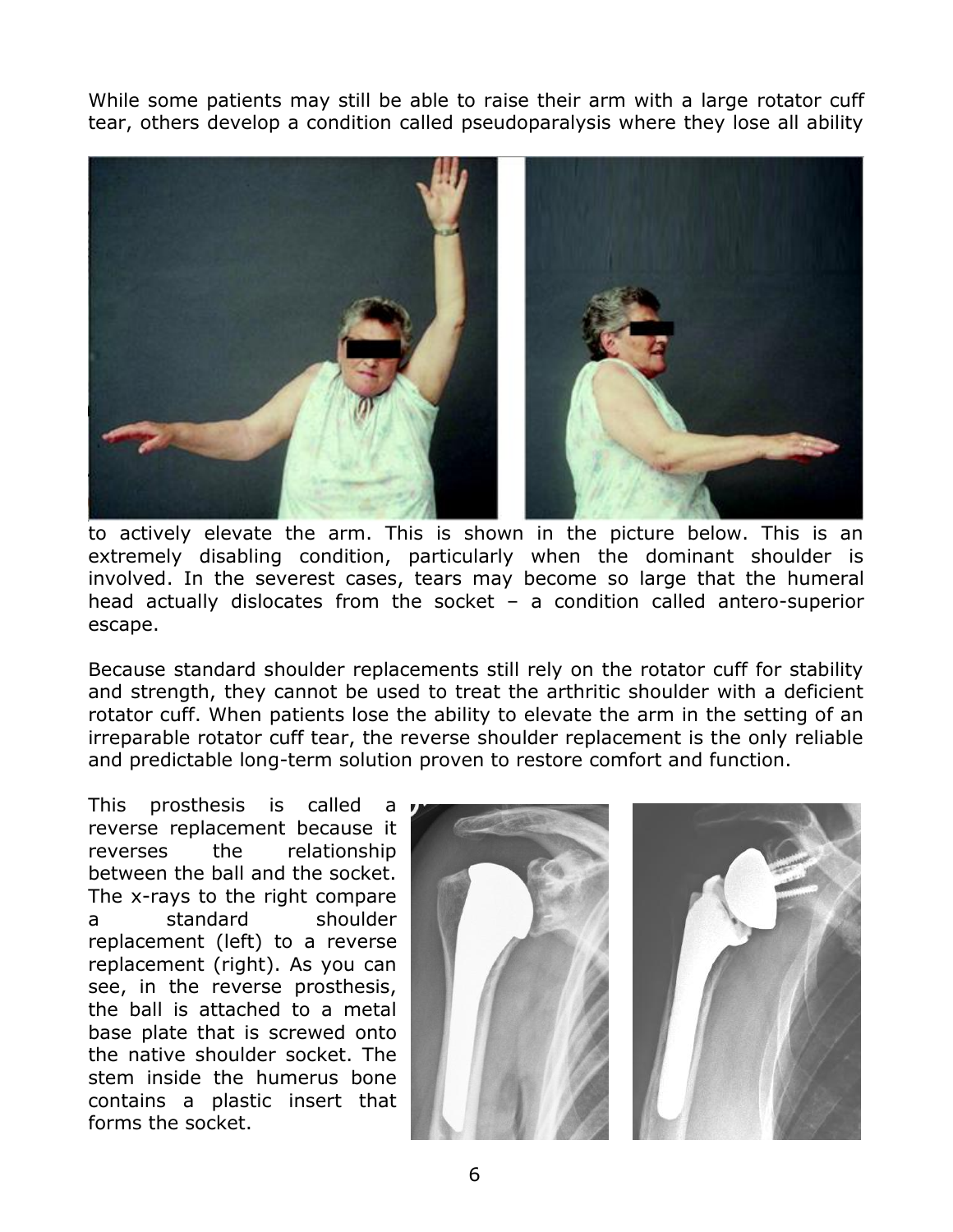While some patients may still be able to raise their arm with a large rotator cuff tear, others develop a condition called pseudoparalysis where they lose all ability to actively elevate the arm. This is shown in the picture below. This is an extremely disabling condition, particularly when the dominant shoulder is involved. In the severest cases, tears may become so large that the humeral head actually dislocates from the socket – a condition called antero-superior escape.

Because standard shoulder replacements still rely on the rotator cuff for stability and strength, they cannot be used to treat the arthritic shoulder with a deficient rotator cuff. When patients lose the ability to elevate the arm in the setting of an irreparable rotator cuff tear, the reverse shoulder replacement is the only reliable and predictable long-term solution proven to restore comfort and function.

This prosthesis is called a reverse replacement because it reverses the relationship between the ball and the socket. The x-rays to the right compare a standard shoulder replacement (left) to a reverse replacement (right). As you can see, in the reverse prosthesis, the ball is attached to a metal base plate that is screwed onto the native shoulder socket. The stem inside the humerus bone contains a plastic insert that forms the socket.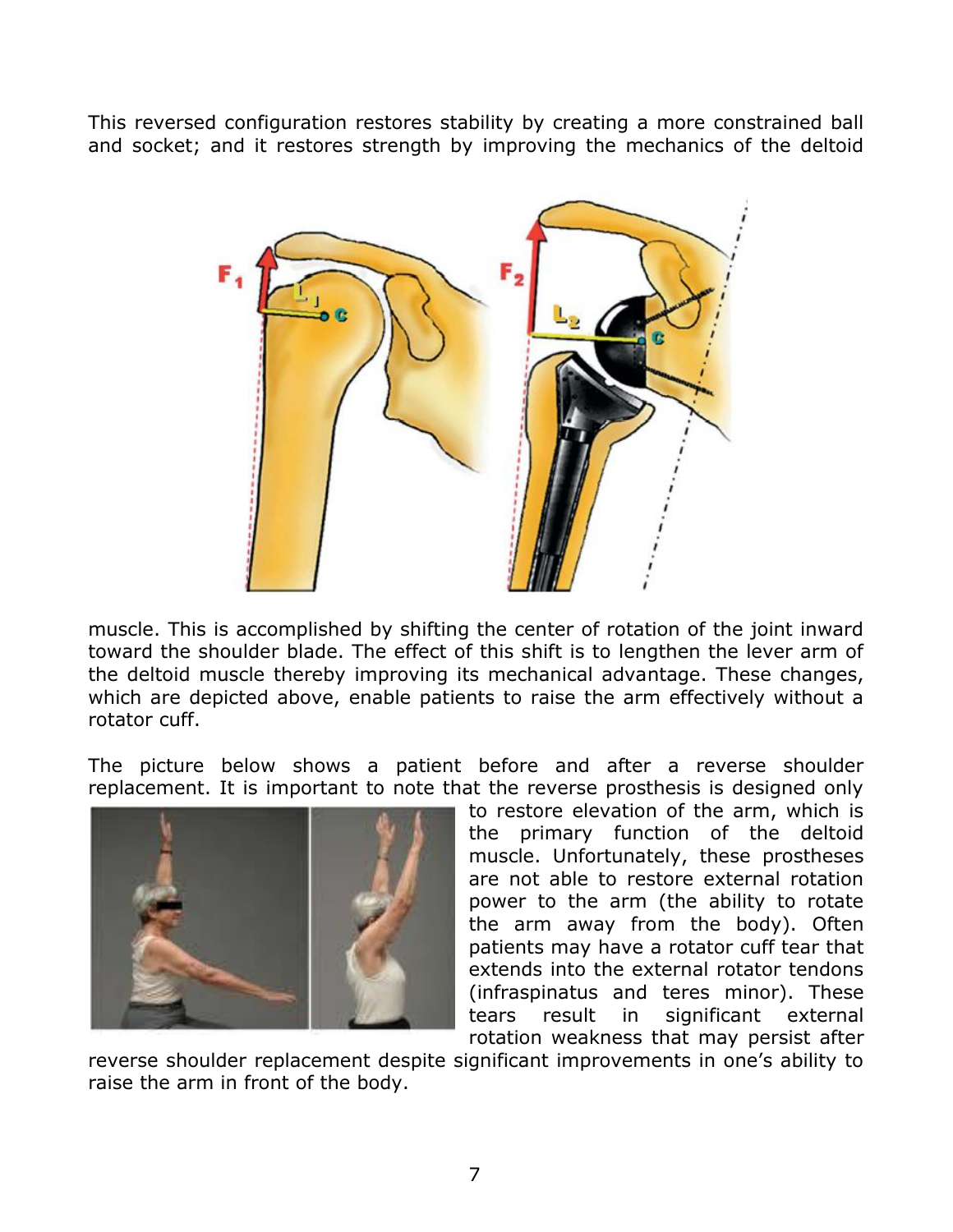This reversed configuration restores stability by creating a more constrained ball and socket; and it restores strength by improving the mechanics of the deltoid muscle. This is accomplished by shifting the center of rotation of the joint inward toward the shoulder blade. The effect of this shift is to lengthen the lever arm of the deltoid muscle thereby improving its mechanical advantage. These changes, which are depicted above, enable patients to raise the arm effectively without a rotator cuff.

The picture below shows a patient before and after a reverse shoulder replacement. It is important to note that the reverse prosthesis is designed only to restore elevation of the arm, which is the primary function of the deltoid muscle. Unfortunately, these prostheses are not able to restore external rotation power to the arm (the ability to rotate the arm away from the body). Often patients may have a rotator cuff tear that extends into the external rotator tendons (infraspinatus and teres minor). These tears result in significant external rotation weakness that may persist after reverse shoulder replacement despite significant improvements in one's ability to raise the arm in front of the body.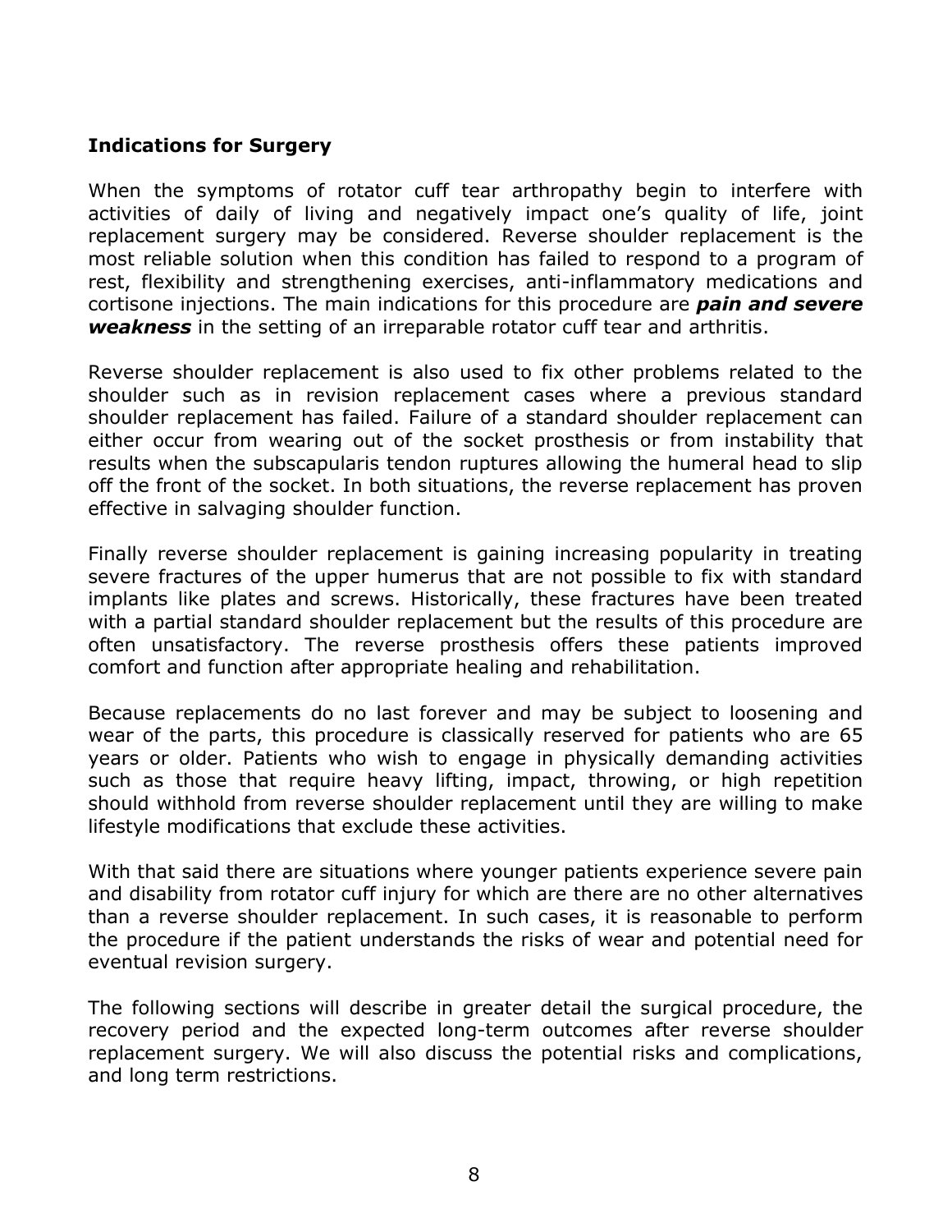### **Indications for Surgery**

When the symptoms of rotator cuff tear arthropathy begin to interfere with activities of daily of living and negatively impact one's quality of life, joint replacement surgery may be considered. Reverse shoulder replacement is the most reliable solution when this condition has failed to respond to a program of rest, flexibility and strengthening exercises, anti-inflammatory medications and cortisone injections. The main indications for this procedure are ***pain and severe weakness*** in the setting of an irreparable rotator cuff tear and arthritis.

Reverse shoulder replacement is also used to fix other problems related to the shoulder such as in revision replacement cases where a previous standard shoulder replacement has failed. Failure of a standard shoulder replacement can either occur from wearing out of the socket prosthesis or from instability that results when the subscapularis tendon ruptures allowing the humeral head to slip off the front of the socket. In both situations, the reverse replacement has proven effective in salvaging shoulder function.

Finally reverse shoulder replacement is gaining increasing popularity in treating severe fractures of the upper humerus that are not possible to fix with standard implants like plates and screws. Historically, these fractures have been treated with a partial standard shoulder replacement but the results of this procedure are often unsatisfactory. The reverse prosthesis offers these patients improved comfort and function after appropriate healing and rehabilitation.

Because replacements do no last forever and may be subject to loosening and wear of the parts, this procedure is classically reserved for patients who are 65 years or older. Patients who wish to engage in physically demanding activities such as those that require heavy lifting, impact, throwing, or high repetition should withhold from reverse shoulder replacement until they are willing to make lifestyle modifications that exclude these activities.

With that said there are situations where younger patients experience severe pain and disability from rotator cuff injury for which are there are no other alternatives than a reverse shoulder replacement. In such cases, it is reasonable to perform the procedure if the patient understands the risks of wear and potential need for eventual revision surgery.

The following sections will describe in greater detail the surgical procedure, the recovery period and the expected long-term outcomes after reverse shoulder replacement surgery. We will also discuss the potential risks and complications, and long term restrictions.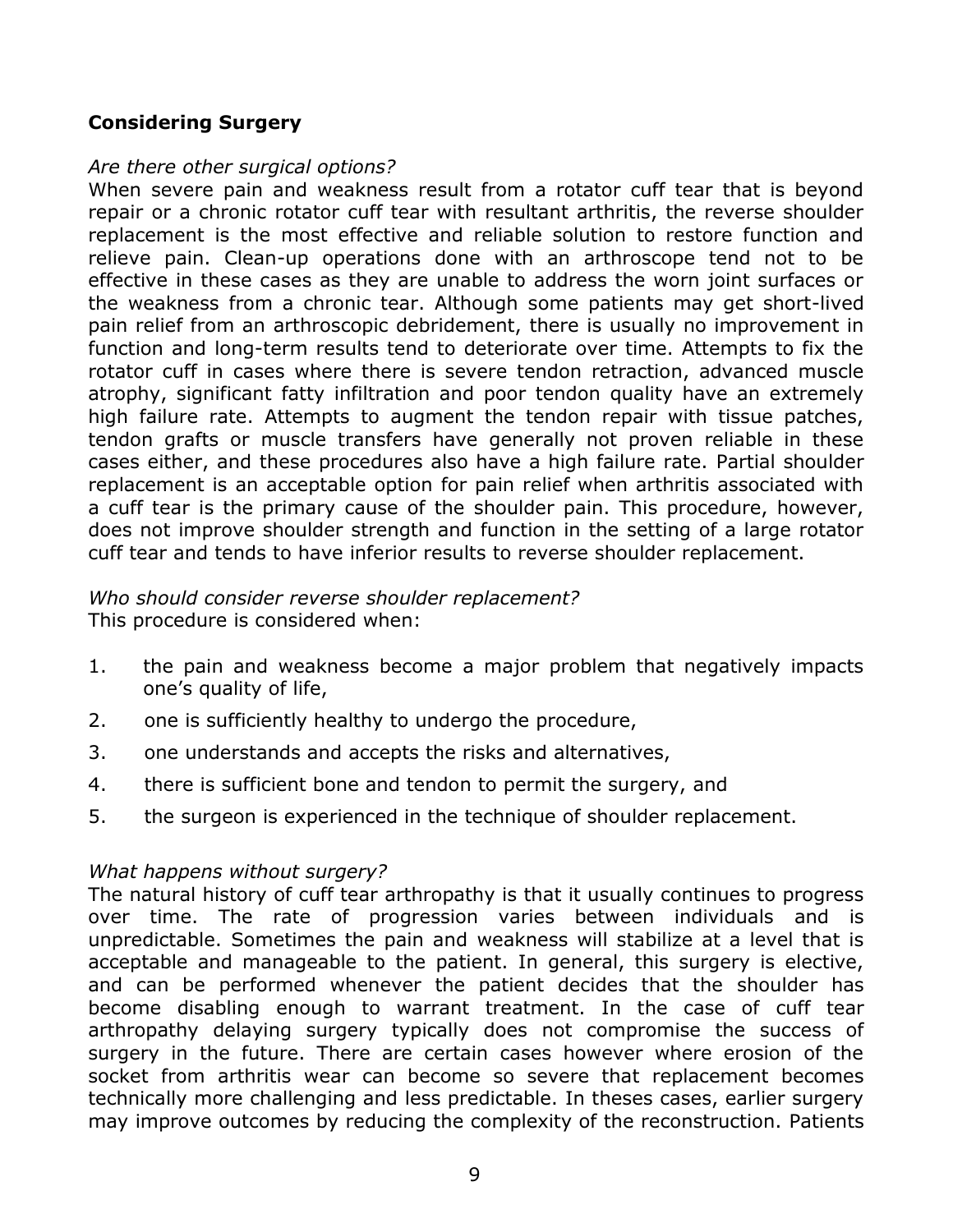## Considering Surgery

*Are there other surgical options?*

When severe pain and weakness result from a rotator cuff tear that is beyond repair or a chronic rotator cuff tear with resultant arthritis, the reverse shoulder replacement is the most effective and reliable solution to restore function and relieve pain. Clean-up operations done with an arthroscope tend not to be effective in these cases as they are unable to address the worn joint surfaces or the weakness from a chronic tear. Although some patients may get short-lived pain relief from an arthroscopic debridement, there is usually no improvement in function and long-term results tend to deteriorate over time. Attempts to fix the rotator cuff in cases where there is severe tendon retraction, advanced muscle atrophy, significant fatty infiltration and poor tendon quality have an extremely high failure rate. Attempts to augment the tendon repair with tissue patches, tendon grafts or muscle transfers have generally not proven reliable in these cases either, and these procedures also have a high failure rate. Partial shoulder replacement is an acceptable option for pain relief when arthritis associated with a cuff tear is the primary cause of the shoulder pain. This procedure, however, does not improve shoulder strength and function in the setting of a large rotator cuff tear and tends to have inferior results to reverse shoulder replacement.

*Who should consider reverse shoulder replacement?*

This procedure is considered when:

1. the pain and weakness become a major problem that negatively impacts one's quality of life,
2. one is sufficiently healthy to undergo the procedure,
3. one understands and accepts the risks and alternatives,
4. there is sufficient bone and tendon to permit the surgery, and
5. the surgeon is experienced in the technique of shoulder replacement.

*What happens without surgery?*

The natural history of cuff tear arthropathy is that it usually continues to progress over time. The rate of progression varies between individuals and is unpredictable. Sometimes the pain and weakness will stabilize at a level that is acceptable and manageable to the patient. In general, this surgery is elective, and can be performed whenever the patient decides that the shoulder has become disabling enough to warrant treatment. In the case of cuff tear arthropathy delaying surgery typically does not compromise the success of surgery in the future. There are certain cases however where erosion of the socket from arthritis wear can become so severe that replacement becomes technically more challenging and less predictable. In theses cases, earlier surgery may improve outcomes by reducing the complexity of the reconstruction. Patients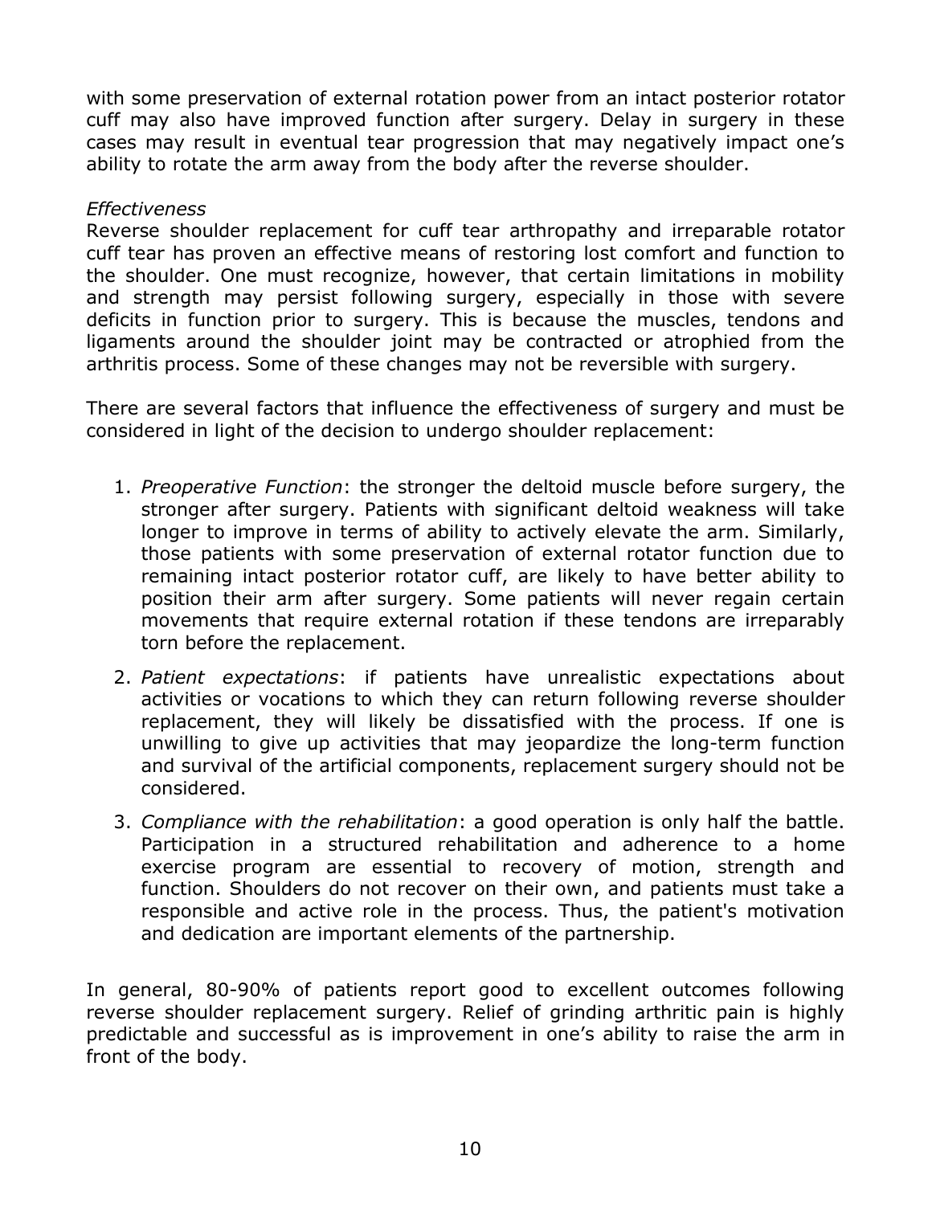with some preservation of external rotation power from an intact posterior rotator cuff may also have improved function after surgery. Delay in surgery in these cases may result in eventual tear progression that may negatively impact one's ability to rotate the arm away from the body after the reverse shoulder.

*Effectiveness*

Reverse shoulder replacement for cuff tear arthropathy and irreparable rotator cuff tear has proven an effective means of restoring lost comfort and function to the shoulder. One must recognize, however, that certain limitations in mobility and strength may persist following surgery, especially in those with severe deficits in function prior to surgery. This is because the muscles, tendons and ligaments around the shoulder joint may be contracted or atrophied from the arthritis process. Some of these changes may not be reversible with surgery.

There are several factors that influence the effectiveness of surgery and must be considered in light of the decision to undergo shoulder replacement:

1. *Preoperative Function*: the stronger the deltoid muscle before surgery, the stronger after surgery. Patients with significant deltoid weakness will take longer to improve in terms of ability to actively elevate the arm. Similarly, those patients with some preservation of external rotator function due to remaining intact posterior rotator cuff, are likely to have better ability to position their arm after surgery. Some patients will never regain certain movements that require external rotation if these tendons are irreparably torn before the replacement.
2. *Patient expectations*: if patients have unrealistic expectations about activities or vocations to which they can return following reverse shoulder replacement, they will likely be dissatisfied with the process. If one is unwilling to give up activities that may jeopardize the long-term function and survival of the artificial components, replacement surgery should not be considered.
3. *Compliance with the rehabilitation*: a good operation is only half the battle. Participation in a structured rehabilitation and adherence to a home exercise program are essential to recovery of motion, strength and function. Shoulders do not recover on their own, and patients must take a responsible and active role in the process. Thus, the patient's motivation and dedication are important elements of the partnership.

In general, 80-90% of patients report good to excellent outcomes following reverse shoulder replacement surgery. Relief of grinding arthritic pain is highly predictable and successful as is improvement in one's ability to raise the arm in front of the body.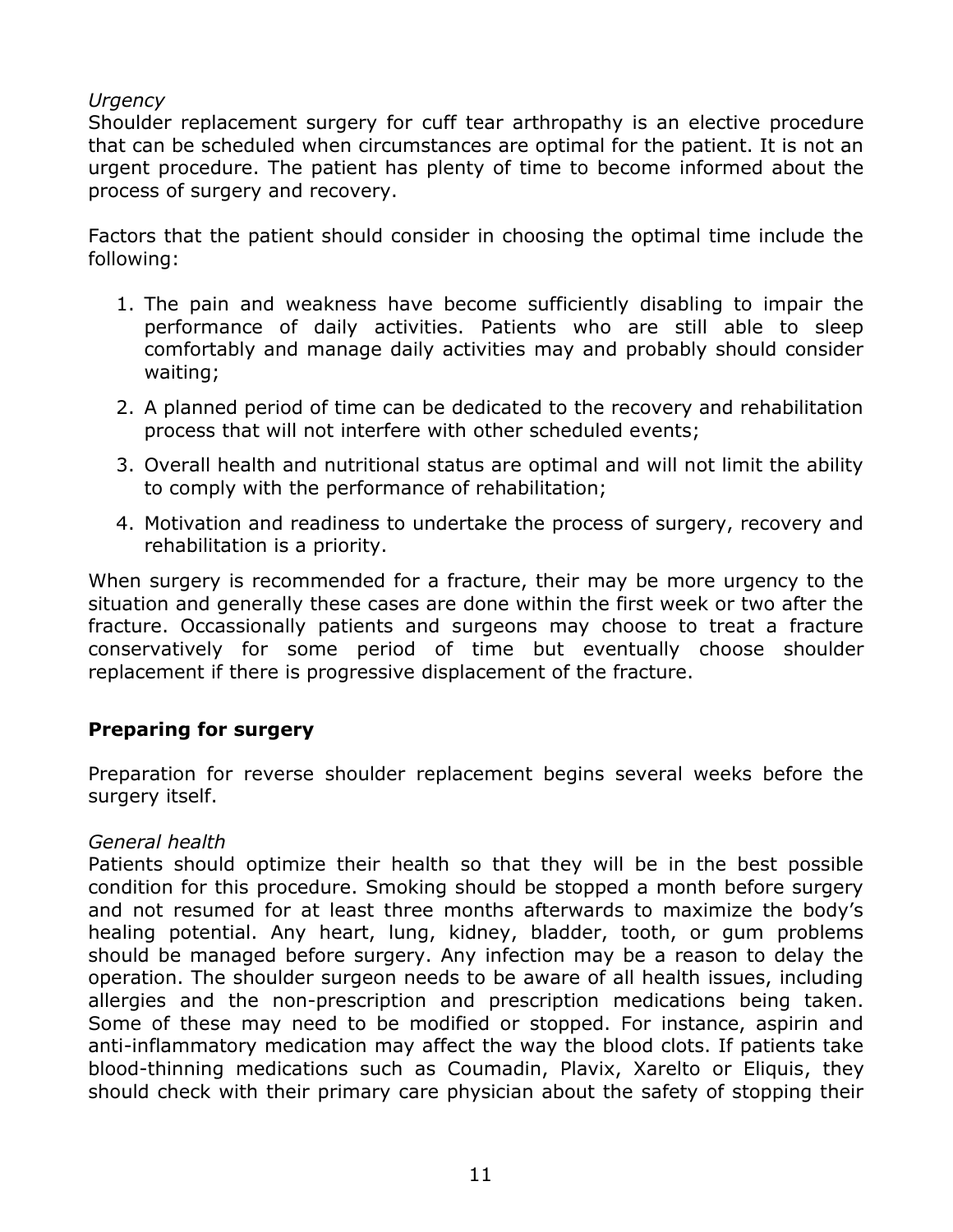*Urgency*
Shoulder replacement surgery for cuff tear arthropathy is an elective procedure that can be scheduled when circumstances are optimal for the patient. It is not an urgent procedure. The patient has plenty of time to become informed about the process of surgery and recovery.

Factors that the patient should consider in choosing the optimal time include the following:

1. The pain and weakness have become sufficiently disabling to impair the performance of daily activities. Patients who are still able to sleep comfortably and manage daily activities may and probably should consider waiting;
2. A planned period of time can be dedicated to the recovery and rehabilitation process that will not interfere with other scheduled events;
3. Overall health and nutritional status are optimal and will not limit the ability to comply with the performance of rehabilitation;
4. Motivation and readiness to undertake the process of surgery, recovery and rehabilitation is a priority.

When surgery is recommended for a fracture, their may be more urgency to the situation and generally these cases are done within the first week or two after the fracture. Occassionally patients and surgeons may choose to treat a fracture conservatively for some period of time but eventually choose shoulder replacement if there is progressive displacement of the fracture.

## Preparing for surgery

Preparation for reverse shoulder replacement begins several weeks before the surgery itself.

*General health*
Patients should optimize their health so that they will be in the best possible condition for this procedure. Smoking should be stopped a month before surgery and not resumed for at least three months afterwards to maximize the body's healing potential. Any heart, lung, kidney, bladder, tooth, or gum problems should be managed before surgery. Any infection may be a reason to delay the operation. The shoulder surgeon needs to be aware of all health issues, including allergies and the non-prescription and prescription medications being taken. Some of these may need to be modified or stopped. For instance, aspirin and anti-inflammatory medication may affect the way the blood clots. If patients take blood-thinning medications such as Coumadin, Plavix, Xarelto or Eliquis, they should check with their primary care physician about the safety of stopping their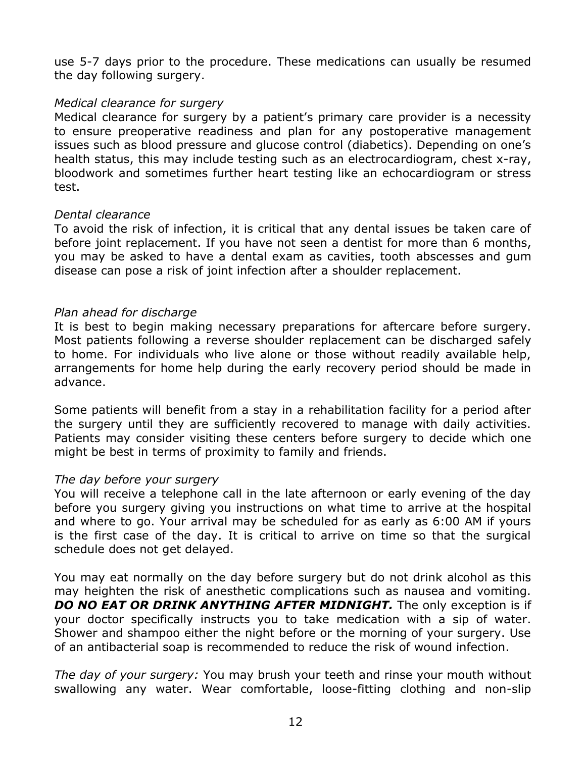use 5-7 days prior to the procedure. These medications can usually be resumed the day following surgery.

*Medical clearance for surgery*
Medical clearance for surgery by a patient's primary care provider is a necessity to ensure preoperative readiness and plan for any postoperative management issues such as blood pressure and glucose control (diabetics). Depending on one's health status, this may include testing such as an electrocardiogram, chest x-ray, bloodwork and sometimes further heart testing like an echocardiogram or stress test.

*Dental clearance*
To avoid the risk of infection, it is critical that any dental issues be taken care of before joint replacement. If you have not seen a dentist for more than 6 months, you may be asked to have a dental exam as cavities, tooth abscesses and gum disease can pose a risk of joint infection after a shoulder replacement.

*Plan ahead for discharge*
It is best to begin making necessary preparations for aftercare before surgery. Most patients following a reverse shoulder replacement can be discharged safely to home. For individuals who live alone or those without readily available help, arrangements for home help during the early recovery period should be made in advance.

Some patients will benefit from a stay in a rehabilitation facility for a period after the surgery until they are sufficiently recovered to manage with daily activities. Patients may consider visiting these centers before surgery to decide which one might be best in terms of proximity to family and friends.

*The day before your surgery*
You will receive a telephone call in the late afternoon or early evening of the day before you surgery giving you instructions on what time to arrive at the hospital and where to go. Your arrival may be scheduled for as early as 6:00 AM if yours is the first case of the day. It is critical to arrive on time so that the surgical schedule does not get delayed.

You may eat normally on the day before surgery but do not drink alcohol as this may heighten the risk of anesthetic complications such as nausea and vomiting. ***DO NO EAT OR DRINK ANYTHING AFTER MIDNIGHT.*** The only exception is if your doctor specifically instructs you to take medication with a sip of water. Shower and shampoo either the night before or the morning of your surgery. Use of an antibacterial soap is recommended to reduce the risk of wound infection.

*The day of your surgery:* You may brush your teeth and rinse your mouth without swallowing any water. Wear comfortable, loose-fitting clothing and non-slip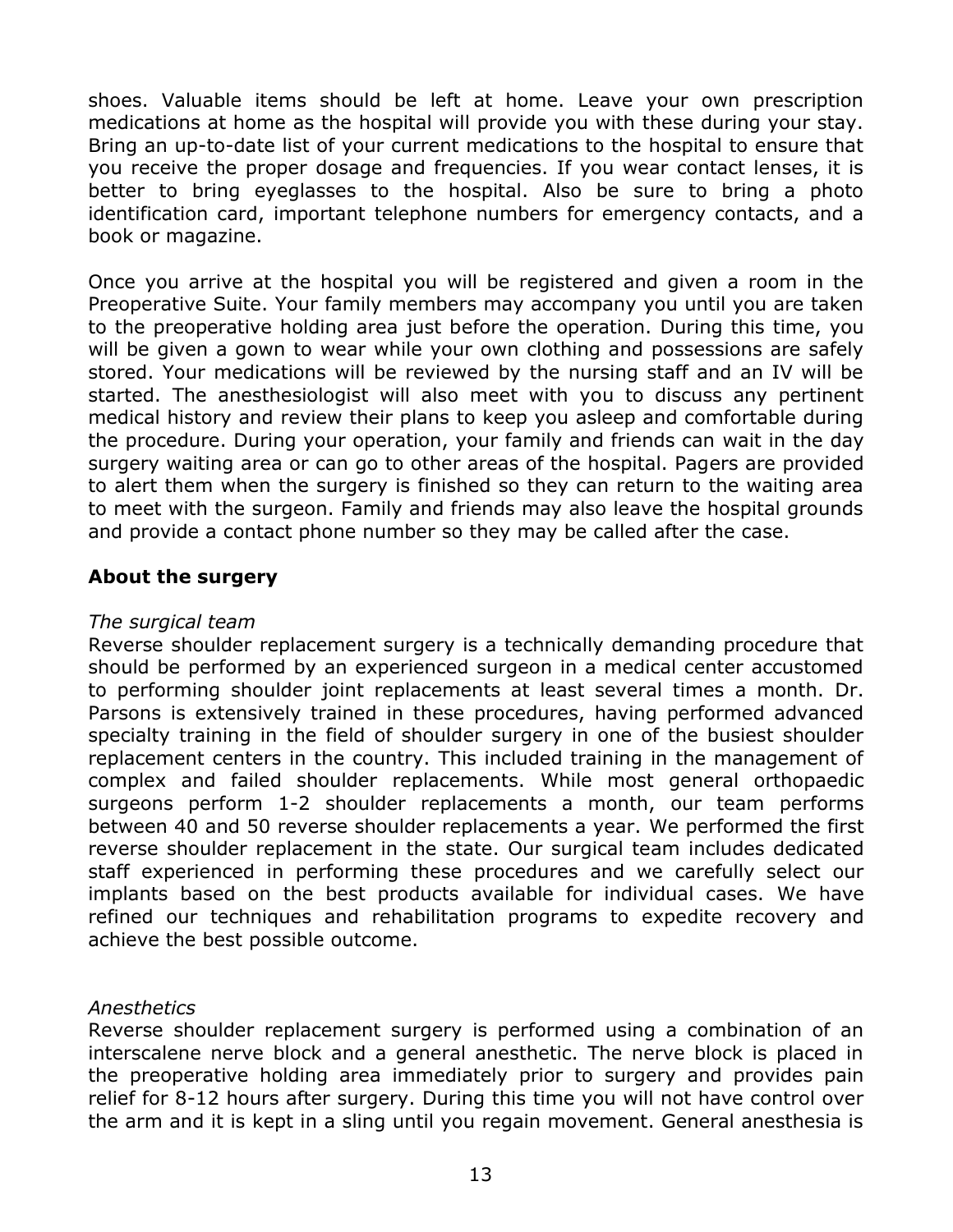shoes. Valuable items should be left at home. Leave your own prescription medications at home as the hospital will provide you with these during your stay. Bring an up-to-date list of your current medications to the hospital to ensure that you receive the proper dosage and frequencies. If you wear contact lenses, it is better to bring eyeglasses to the hospital. Also be sure to bring a photo identification card, important telephone numbers for emergency contacts, and a book or magazine.

Once you arrive at the hospital you will be registered and given a room in the Preoperative Suite. Your family members may accompany you until you are taken to the preoperative holding area just before the operation. During this time, you will be given a gown to wear while your own clothing and possessions are safely stored. Your medications will be reviewed by the nursing staff and an IV will be started. The anesthesiologist will also meet with you to discuss any pertinent medical history and review their plans to keep you asleep and comfortable during the procedure. During your operation, your family and friends can wait in the day surgery waiting area or can go to other areas of the hospital. Pagers are provided to alert them when the surgery is finished so they can return to the waiting area to meet with the surgeon. Family and friends may also leave the hospital grounds and provide a contact phone number so they may be called after the case.

## About the surgery

*The surgical team*

Reverse shoulder replacement surgery is a technically demanding procedure that should be performed by an experienced surgeon in a medical center accustomed to performing shoulder joint replacements at least several times a month. Dr. Parsons is extensively trained in these procedures, having performed advanced specialty training in the field of shoulder surgery in one of the busiest shoulder replacement centers in the country. This included training in the management of complex and failed shoulder replacements. While most general orthopaedic surgeons perform 1-2 shoulder replacements a month, our team performs between 40 and 50 reverse shoulder replacements a year. We performed the first reverse shoulder replacement in the state. Our surgical team includes dedicated staff experienced in performing these procedures and we carefully select our implants based on the best products available for individual cases. We have refined our techniques and rehabilitation programs to expedite recovery and achieve the best possible outcome.

*Anesthetics*

Reverse shoulder replacement surgery is performed using a combination of an interscalene nerve block and a general anesthetic. The nerve block is placed in the preoperative holding area immediately prior to surgery and provides pain relief for 8-12 hours after surgery. During this time you will not have control over the arm and it is kept in a sling until you regain movement. General anesthesia is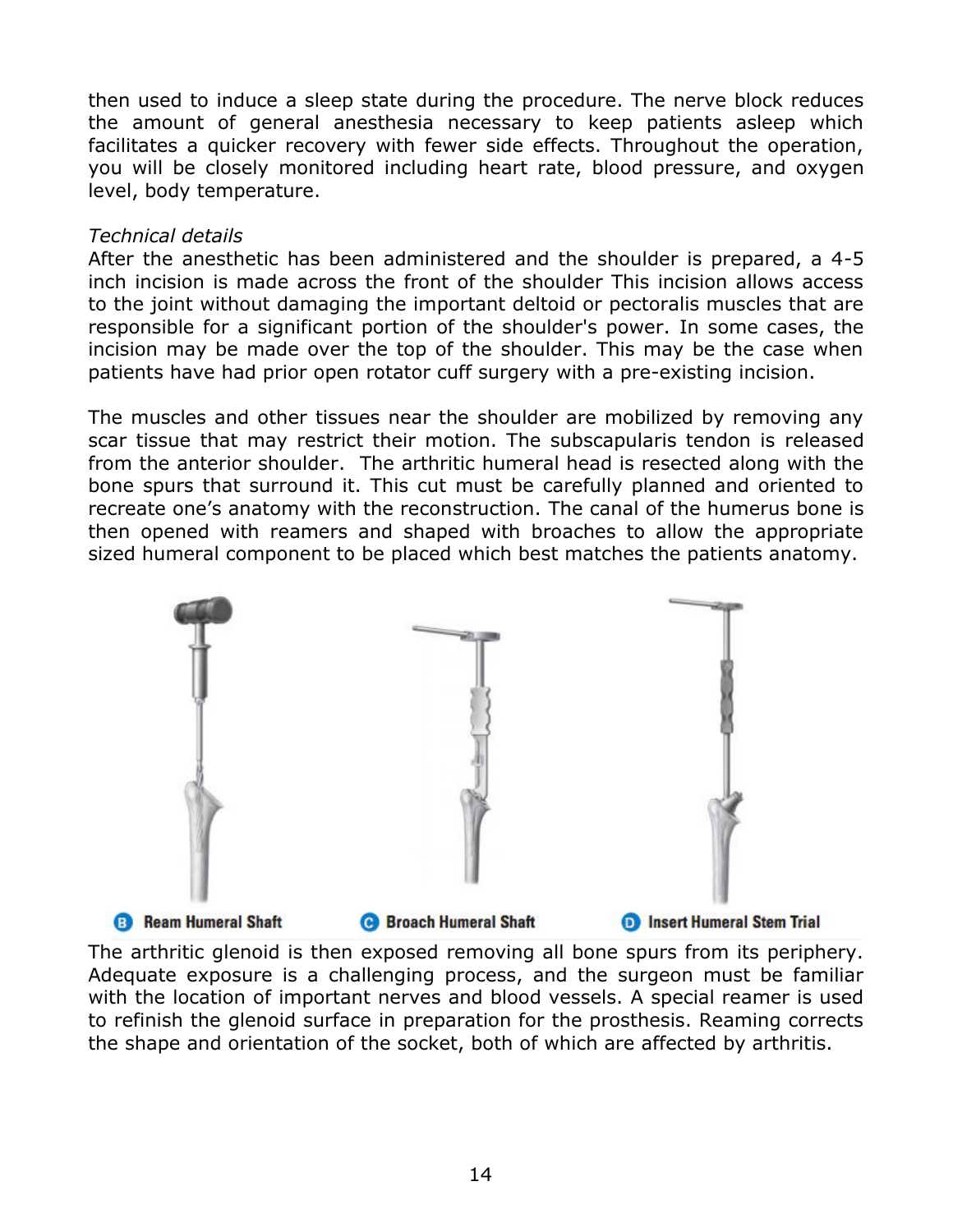then used to induce a sleep state during the procedure. The nerve block reduces the amount of general anesthesia necessary to keep patients asleep which facilitates a quicker recovery with fewer side effects. Throughout the operation, you will be closely monitored including heart rate, blood pressure, and oxygen level, body temperature.

*Technical details*
After the anesthetic has been administered and the shoulder is prepared, a 4-5 inch incision is made across the front of the shoulder This incision allows access to the joint without damaging the important deltoid or pectoralis muscles that are responsible for a significant portion of the shoulder's power. In some cases, the incision may be made over the top of the shoulder. This may be the case when patients have had prior open rotator cuff surgery with a pre-existing incision.

The muscles and other tissues near the shoulder are mobilized by removing any scar tissue that may restrict their motion. The subscapularis tendon is released from the anterior shoulder.  The arthritic humeral head is resected along with the bone spurs that surround it. This cut must be carefully planned and oriented to recreate one's anatomy with the reconstruction. The canal of the humerus bone is then opened with reamers and shaped with broaches to allow the appropriate sized humeral component to be placed which best matches the patients anatomy.

**B** Ream Humeral Shaft **C** Broach Humeral Shaft **D** Insert Humeral Stem Trial

The arthritic glenoid is then exposed removing all bone spurs from its periphery. Adequate exposure is a challenging process, and the surgeon must be familiar with the location of important nerves and blood vessels. A special reamer is used to refinish the glenoid surface in preparation for the prosthesis. Reaming corrects the shape and orientation of the socket, both of which are affected by arthritis.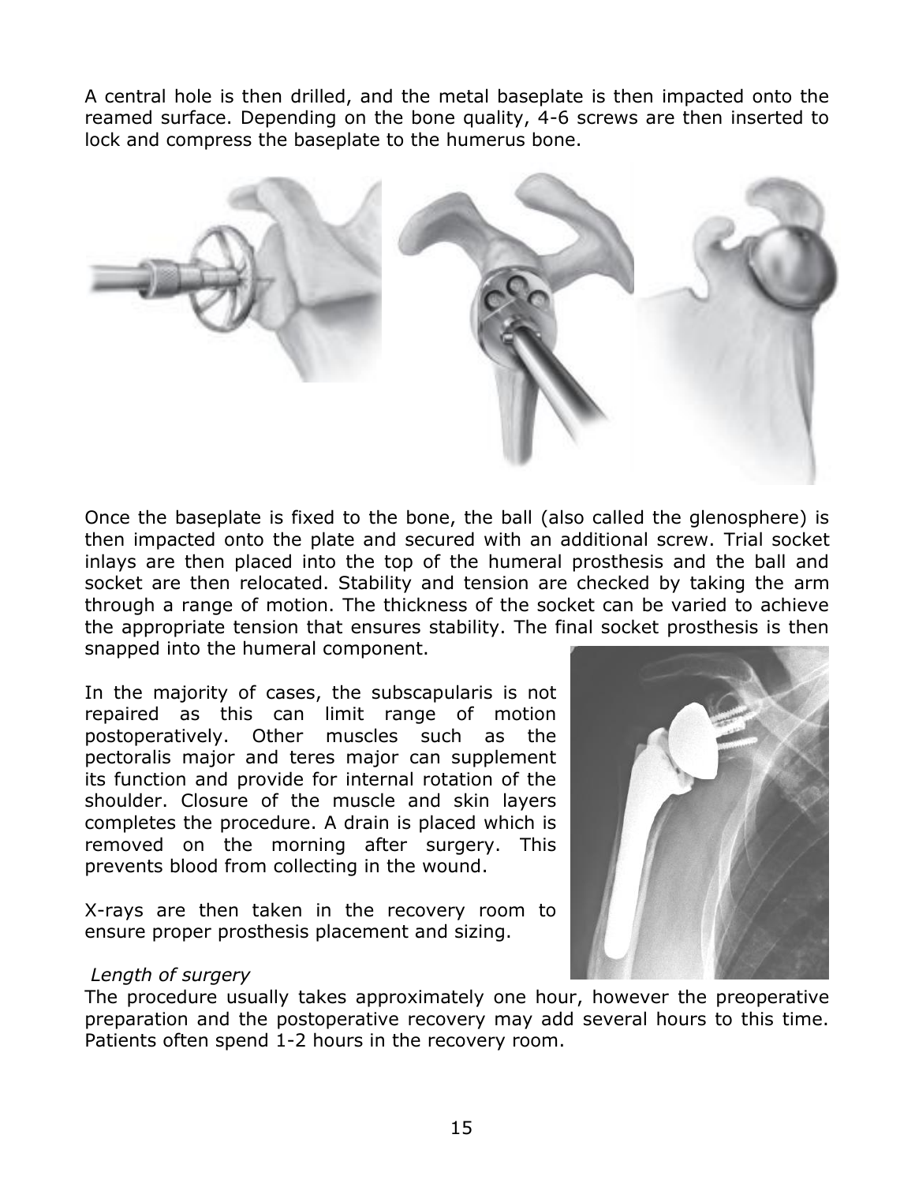A central hole is then drilled, and the metal baseplate is then impacted onto the reamed surface. Depending on the bone quality, 4-6 screws are then inserted to lock and compress the baseplate to the humerus bone.

Once the baseplate is fixed to the bone, the ball (also called the glenosphere) is then impacted onto the plate and secured with an additional screw. Trial socket inlays are then placed into the top of the humeral prosthesis and the ball and socket are then relocated. Stability and tension are checked by taking the arm through a range of motion. The thickness of the socket can be varied to achieve the appropriate tension that ensures stability. The final socket prosthesis is then snapped into the humeral component.

In the majority of cases, the subscapularis is not repaired as this can limit range of motion postoperatively. Other muscles such as the pectoralis major and teres major can supplement its function and provide for internal rotation of the shoulder. Closure of the muscle and skin layers completes the procedure. A drain is placed which is removed on the morning after surgery. This prevents blood from collecting in the wound.

X-rays are then taken in the recovery room to ensure proper prosthesis placement and sizing.

*Length of surgery*

The procedure usually takes approximately one hour, however the preoperative preparation and the postoperative recovery may add several hours to this time. Patients often spend 1-2 hours in the recovery room.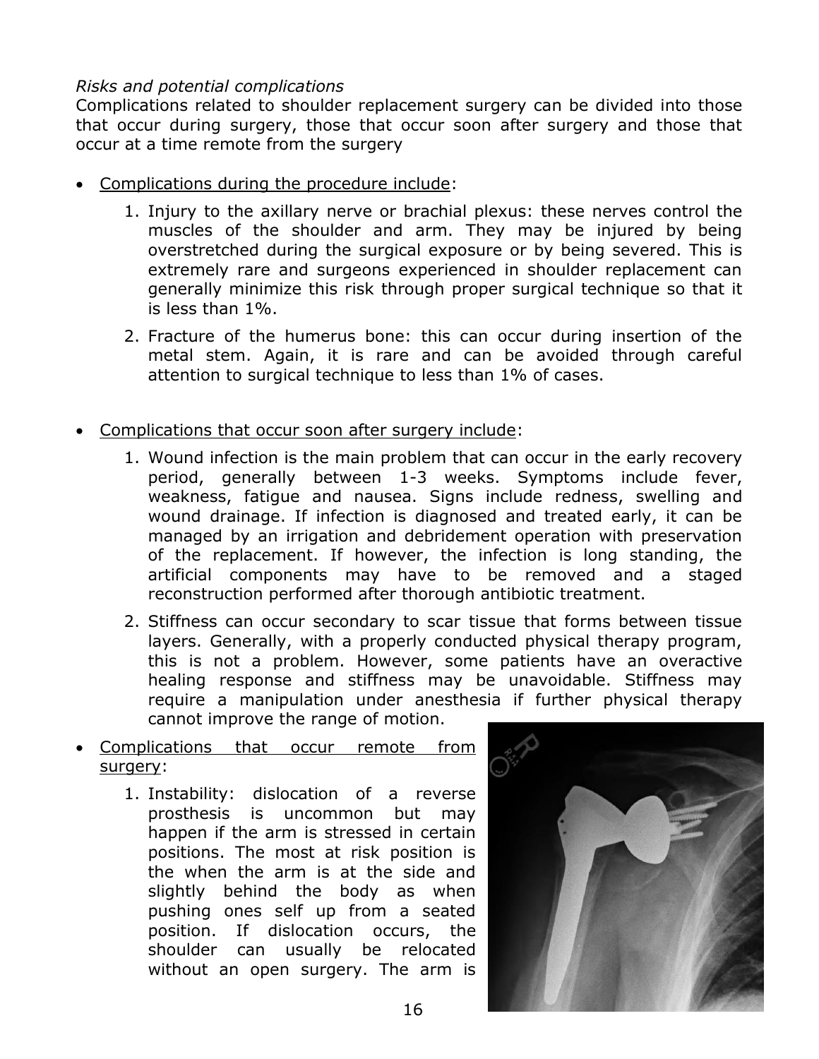*Risks and potential complications*

Complications related to shoulder replacement surgery can be divided into those that occur during surgery, those that occur soon after surgery and those that occur at a time remote from the surgery

- Complications during the procedure include:
    1. Injury to the axillary nerve or brachial plexus: these nerves control the muscles of the shoulder and arm. They may be injured by being overstretched during the surgical exposure or by being severed. This is extremely rare and surgeons experienced in shoulder replacement can generally minimize this risk through proper surgical technique so that it is less than 1%.
    2. Fracture of the humerus bone: this can occur during insertion of the metal stem. Again, it is rare and can be avoided through careful attention to surgical technique to less than 1% of cases.

- Complications that occur soon after surgery include:
    1. Wound infection is the main problem that can occur in the early recovery period, generally between 1-3 weeks. Symptoms include fever, weakness, fatigue and nausea. Signs include redness, swelling and wound drainage. If infection is diagnosed and treated early, it can be managed by an irrigation and debridement operation with preservation of the replacement. If however, the infection is long standing, the artificial components may have to be removed and a staged reconstruction performed after thorough antibiotic treatment.
    2. Stiffness can occur secondary to scar tissue that forms between tissue layers. Generally, with a properly conducted physical therapy program, this is not a problem. However, some patients have an overactive healing response and stiffness may be unavoidable. Stiffness may require a manipulation under anesthesia if further physical therapy cannot improve the range of motion.

- Complications that occur remote from surgery:
    1. Instability: dislocation of a reverse prosthesis is uncommon but may happen if the arm is stressed in certain positions. The most at risk position is the when the arm is at the side and slightly behind the body as when pushing ones self up from a seated position. If dislocation occurs, the shoulder can usually be relocated without an open surgery. The arm is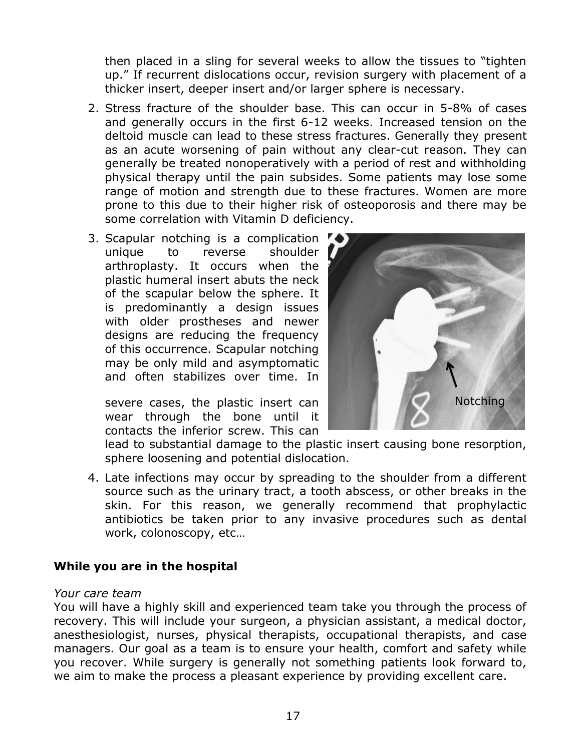then placed in a sling for several weeks to allow the tissues to "tighten up." If recurrent dislocations occur, revision surgery with placement of a thicker insert, deeper insert and/or larger sphere is necessary.

2. Stress fracture of the shoulder base. This can occur in 5-8% of cases and generally occurs in the first 6-12 weeks. Increased tension on the deltoid muscle can lead to these stress fractures. Generally they present as an acute worsening of pain without any clear-cut reason. They can generally be treated nonoperatively with a period of rest and withholding physical therapy until the pain subsides. Some patients may lose some range of motion and strength due to these fractures. Women are more prone to this due to their higher risk of osteoporosis and there may be some correlation with Vitamin D deficiency.

3. Scapular notching is a complication unique to reverse shoulder arthroplasty. It occurs when the plastic humeral insert abuts the neck of the scapular below the sphere. It is predominantly a design issues with older prostheses and newer designs are reducing the frequency of this occurrence. Scapular notching may be only mild and asymptomatic and often stabilizes over time. In severe cases, the plastic insert can wear through the bone until it contacts the inferior screw. This can lead to substantial damage to the plastic insert causing bone resorption, sphere loosening and potential dislocation.

Notching

4. Late infections may occur by spreading to the shoulder from a different source such as the urinary tract, a tooth abscess, or other breaks in the skin. For this reason, we generally recommend that prophylactic antibiotics be taken prior to any invasive procedures such as dental work, colonoscopy, etc…

## While you are in the hospital

*Your care team*

You will have a highly skill and experienced team take you through the process of recovery. This will include your surgeon, a physician assistant, a medical doctor, anesthesiologist, nurses, physical therapists, occupational therapists, and case managers. Our goal as a team is to ensure your health, comfort and safety while you recover. While surgery is generally not something patients look forward to, we aim to make the process a pleasant experience by providing excellent care.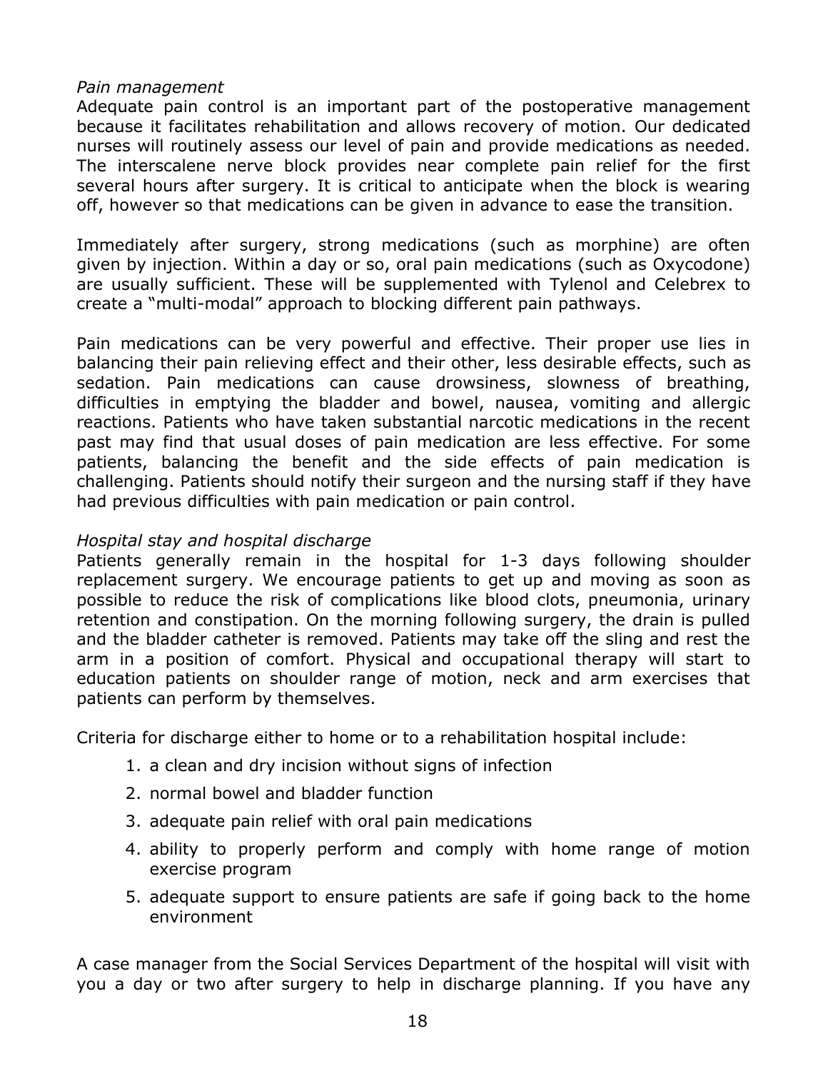*Pain management*

Adequate pain control is an important part of the postoperative management because it facilitates rehabilitation and allows recovery of motion. Our dedicated nurses will routinely assess our level of pain and provide medications as needed. The interscalene nerve block provides near complete pain relief for the first several hours after surgery. It is critical to anticipate when the block is wearing off, however so that medications can be given in advance to ease the transition.

Immediately after surgery, strong medications (such as morphine) are often given by injection. Within a day or so, oral pain medications (such as Oxycodone) are usually sufficient. These will be supplemented with Tylenol and Celebrex to create a "multi-modal" approach to blocking different pain pathways.

Pain medications can be very powerful and effective. Their proper use lies in balancing their pain relieving effect and their other, less desirable effects, such as sedation. Pain medications can cause drowsiness, slowness of breathing, difficulties in emptying the bladder and bowel, nausea, vomiting and allergic reactions. Patients who have taken substantial narcotic medications in the recent past may find that usual doses of pain medication are less effective. For some patients, balancing the benefit and the side effects of pain medication is challenging. Patients should notify their surgeon and the nursing staff if they have had previous difficulties with pain medication or pain control.

*Hospital stay and hospital discharge*

Patients generally remain in the hospital for 1-3 days following shoulder replacement surgery. We encourage patients to get up and moving as soon as possible to reduce the risk of complications like blood clots, pneumonia, urinary retention and constipation. On the morning following surgery, the drain is pulled and the bladder catheter is removed. Patients may take off the sling and rest the arm in a position of comfort. Physical and occupational therapy will start to education patients on shoulder range of motion, neck and arm exercises that patients can perform by themselves.

Criteria for discharge either to home or to a rehabilitation hospital include:

1. a clean and dry incision without signs of infection
2. normal bowel and bladder function
3. adequate pain relief with oral pain medications
4. ability to properly perform and comply with home range of motion exercise program
5. adequate support to ensure patients are safe if going back to the home environment

A case manager from the Social Services Department of the hospital will visit with you a day or two after surgery to help in discharge planning. If you have any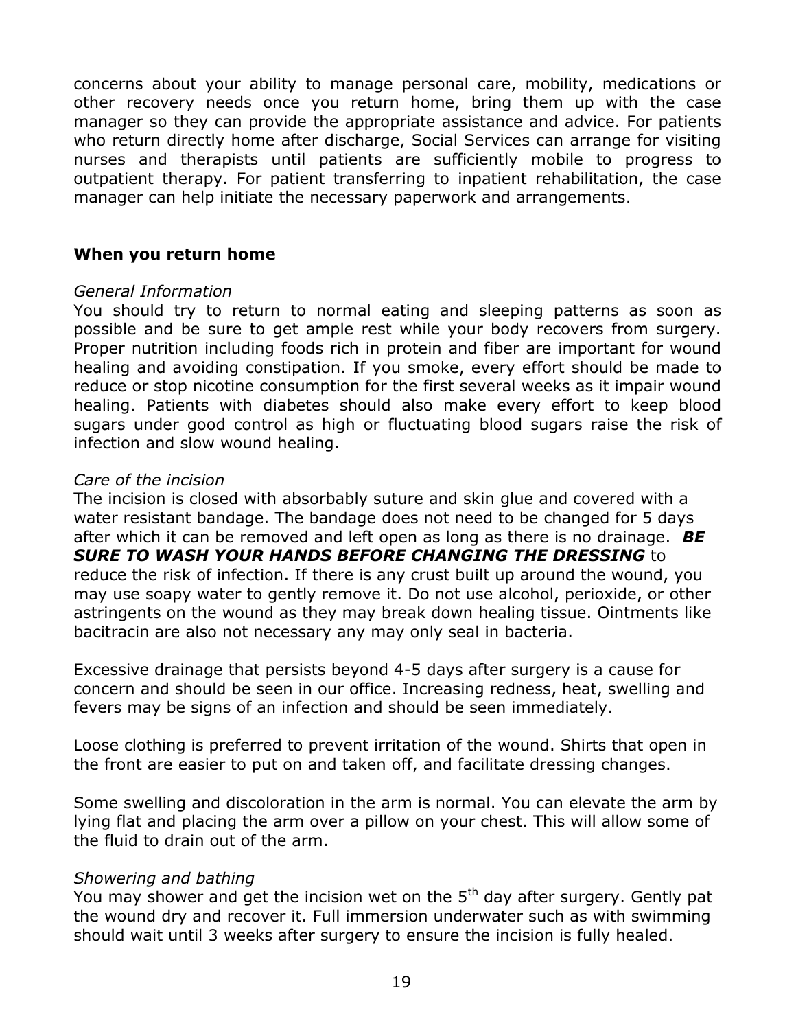concerns about your ability to manage personal care, mobility, medications or other recovery needs once you return home, bring them up with the case manager so they can provide the appropriate assistance and advice. For patients who return directly home after discharge, Social Services can arrange for visiting nurses and therapists until patients are sufficiently mobile to progress to outpatient therapy. For patient transferring to inpatient rehabilitation, the case manager can help initiate the necessary paperwork and arrangements.

## When you return home

*General Information*

You should try to return to normal eating and sleeping patterns as soon as possible and be sure to get ample rest while your body recovers from surgery. Proper nutrition including foods rich in protein and fiber are important for wound healing and avoiding constipation. If you smoke, every effort should be made to reduce or stop nicotine consumption for the first several weeks as it impair wound healing. Patients with diabetes should also make every effort to keep blood sugars under good control as high or fluctuating blood sugars raise the risk of infection and slow wound healing.

*Care of the incision*

The incision is closed with absorbably suture and skin glue and covered with a water resistant bandage. The bandage does not need to be changed for 5 days after which it can be removed and left open as long as there is no drainage. ***BE SURE TO WASH YOUR HANDS BEFORE CHANGING THE DRESSING*** to reduce the risk of infection. If there is any crust built up around the wound, you may use soapy water to gently remove it. Do not use alcohol, perioxide, or other astringents on the wound as they may break down healing tissue. Ointments like bacitracin are also not necessary any may only seal in bacteria.

Excessive drainage that persists beyond 4-5 days after surgery is a cause for concern and should be seen in our office. Increasing redness, heat, swelling and fevers may be signs of an infection and should be seen immediately.

Loose clothing is preferred to prevent irritation of the wound. Shirts that open in the front are easier to put on and taken off, and facilitate dressing changes.

Some swelling and discoloration in the arm is normal. You can elevate the arm by lying flat and placing the arm over a pillow on your chest. This will allow some of the fluid to drain out of the arm.

*Showering and bathing*

You may shower and get the incision wet on the 5th day after surgery. Gently pat the wound dry and recover it. Full immersion underwater such as with swimming should wait until 3 weeks after surgery to ensure the incision is fully healed.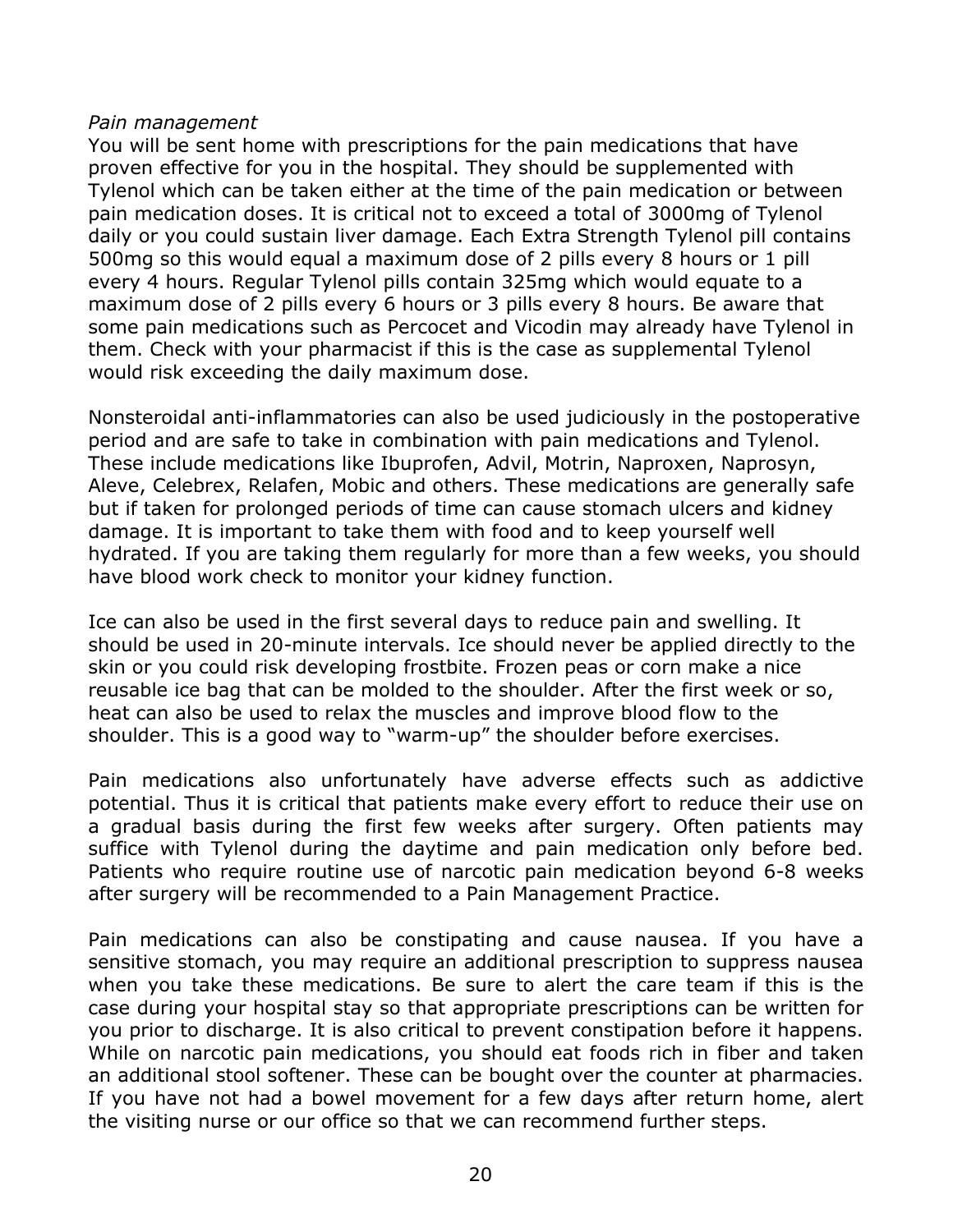*Pain management*

You will be sent home with prescriptions for the pain medications that have proven effective for you in the hospital. They should be supplemented with Tylenol which can be taken either at the time of the pain medication or between pain medication doses. It is critical not to exceed a total of 3000mg of Tylenol daily or you could sustain liver damage. Each Extra Strength Tylenol pill contains 500mg so this would equal a maximum dose of 2 pills every 8 hours or 1 pill every 4 hours. Regular Tylenol pills contain 325mg which would equate to a maximum dose of 2 pills every 6 hours or 3 pills every 8 hours. Be aware that some pain medications such as Percocet and Vicodin may already have Tylenol in them. Check with your pharmacist if this is the case as supplemental Tylenol would risk exceeding the daily maximum dose.

Nonsteroidal anti-inflammatories can also be used judiciously in the postoperative period and are safe to take in combination with pain medications and Tylenol. These include medications like Ibuprofen, Advil, Motrin, Naproxen, Naprosyn, Aleve, Celebrex, Relafen, Mobic and others. These medications are generally safe but if taken for prolonged periods of time can cause stomach ulcers and kidney damage. It is important to take them with food and to keep yourself well hydrated. If you are taking them regularly for more than a few weeks, you should have blood work check to monitor your kidney function.

Ice can also be used in the first several days to reduce pain and swelling. It should be used in 20-minute intervals. Ice should never be applied directly to the skin or you could risk developing frostbite. Frozen peas or corn make a nice reusable ice bag that can be molded to the shoulder. After the first week or so, heat can also be used to relax the muscles and improve blood flow to the shoulder. This is a good way to "warm-up" the shoulder before exercises.

Pain medications also unfortunately have adverse effects such as addictive potential. Thus it is critical that patients make every effort to reduce their use on a gradual basis during the first few weeks after surgery. Often patients may suffice with Tylenol during the daytime and pain medication only before bed. Patients who require routine use of narcotic pain medication beyond 6-8 weeks after surgery will be recommended to a Pain Management Practice.

Pain medications can also be constipating and cause nausea. If you have a sensitive stomach, you may require an additional prescription to suppress nausea when you take these medications. Be sure to alert the care team if this is the case during your hospital stay so that appropriate prescriptions can be written for you prior to discharge. It is also critical to prevent constipation before it happens. While on narcotic pain medications, you should eat foods rich in fiber and taken an additional stool softener. These can be bought over the counter at pharmacies. If you have not had a bowel movement for a few days after return home, alert the visiting nurse or our office so that we can recommend further steps.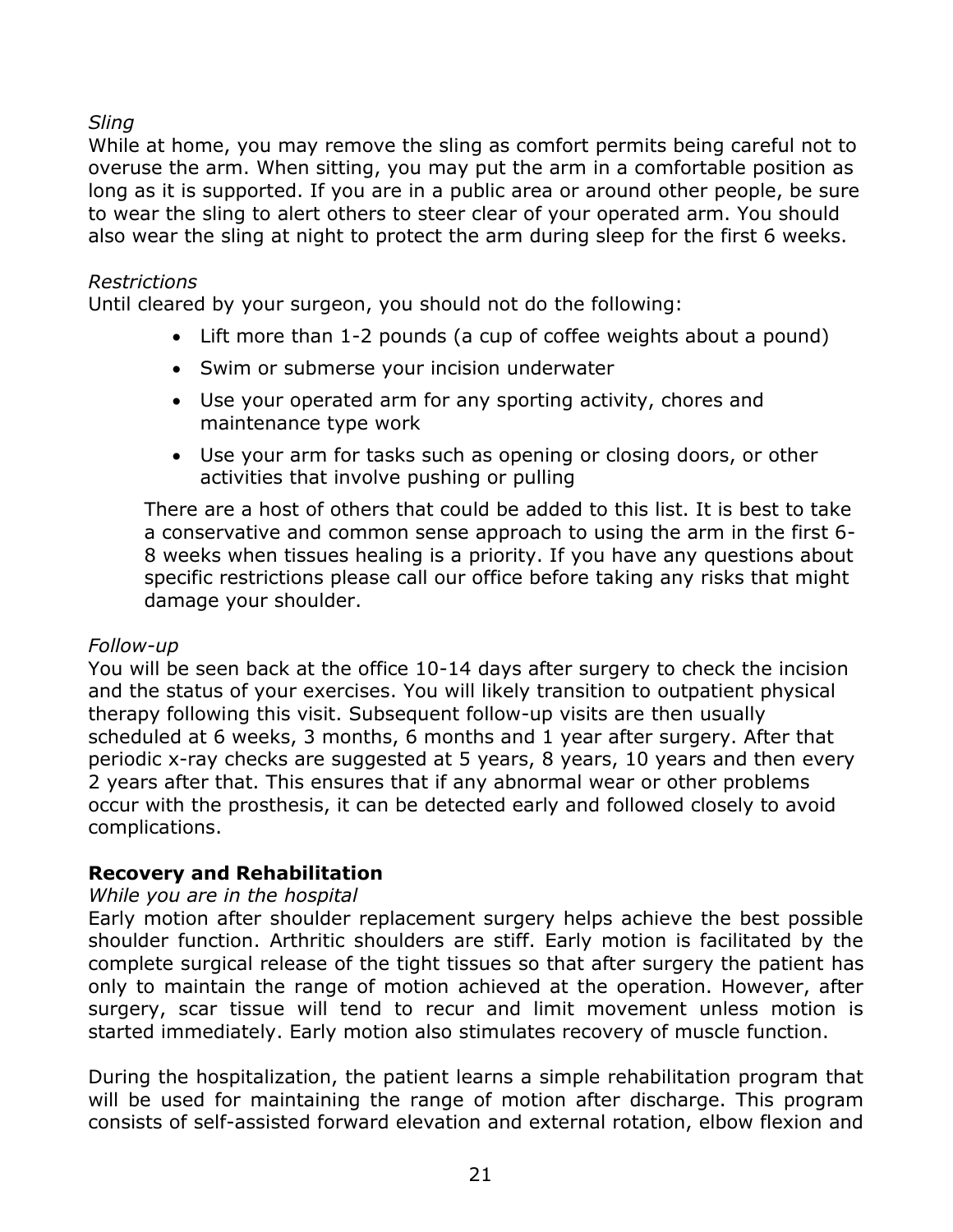*Sling*
While at home, you may remove the sling as comfort permits being careful not to overuse the arm. When sitting, you may put the arm in a comfortable position as long as it is supported. If you are in a public area or around other people, be sure to wear the sling to alert others to steer clear of your operated arm. You should also wear the sling at night to protect the arm during sleep for the first 6 weeks.

*Restrictions*
Until cleared by your surgeon, you should not do the following:

- Lift more than 1-2 pounds (a cup of coffee weights about a pound)
- Swim or submerse your incision underwater
- Use your operated arm for any sporting activity, chores and maintenance type work
- Use your arm for tasks such as opening or closing doors, or other activities that involve pushing or pulling

There are a host of others that could be added to this list. It is best to take a conservative and common sense approach to using the arm in the first 6-8 weeks when tissues healing is a priority. If you have any questions about specific restrictions please call our office before taking any risks that might damage your shoulder.

*Follow-up*
You will be seen back at the office 10-14 days after surgery to check the incision and the status of your exercises. You will likely transition to outpatient physical therapy following this visit. Subsequent follow-up visits are then usually scheduled at 6 weeks, 3 months, 6 months and 1 year after surgery. After that periodic x-ray checks are suggested at 5 years, 8 years, 10 years and then every 2 years after that. This ensures that if any abnormal wear or other problems occur with the prosthesis, it can be detected early and followed closely to avoid complications.

**Recovery and Rehabilitation**

*While you are in the hospital*
Early motion after shoulder replacement surgery helps achieve the best possible shoulder function. Arthritic shoulders are stiff. Early motion is facilitated by the complete surgical release of the tight tissues so that after surgery the patient has only to maintain the range of motion achieved at the operation. However, after surgery, scar tissue will tend to recur and limit movement unless motion is started immediately. Early motion also stimulates recovery of muscle function.

During the hospitalization, the patient learns a simple rehabilitation program that will be used for maintaining the range of motion after discharge. This program consists of self-assisted forward elevation and external rotation, elbow flexion and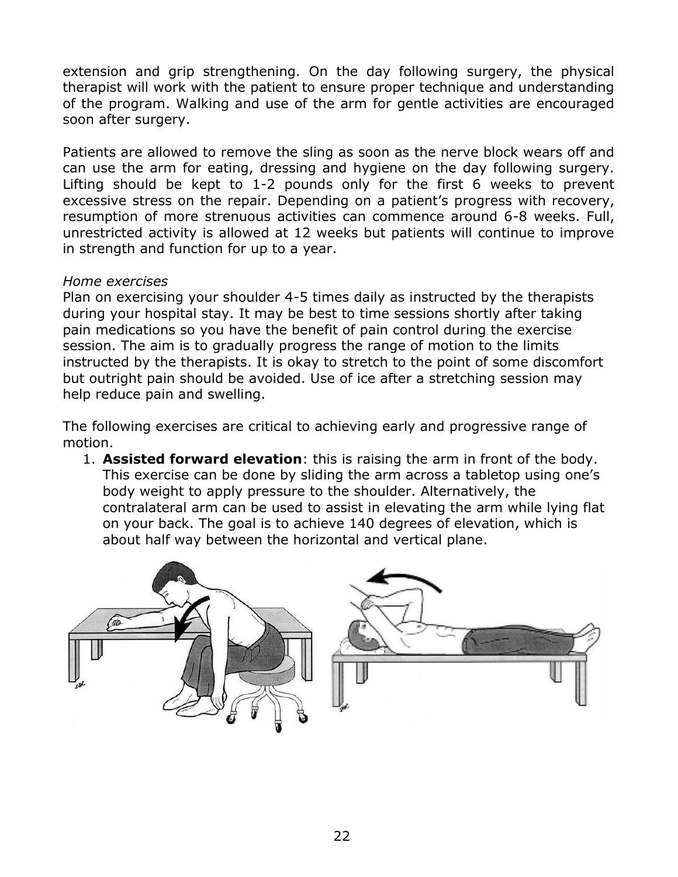extension and grip strengthening. On the day following surgery, the physical therapist will work with the patient to ensure proper technique and understanding of the program. Walking and use of the arm for gentle activities are encouraged soon after surgery.

Patients are allowed to remove the sling as soon as the nerve block wears off and can use the arm for eating, dressing and hygiene on the day following surgery. Lifting should be kept to 1-2 pounds only for the first 6 weeks to prevent excessive stress on the repair. Depending on a patient's progress with recovery, resumption of more strenuous activities can commence around 6-8 weeks. Full, unrestricted activity is allowed at 12 weeks but patients will continue to improve in strength and function for up to a year.

*Home exercises*

Plan on exercising your shoulder 4-5 times daily as instructed by the therapists during your hospital stay. It may be best to time sessions shortly after taking pain medications so you have the benefit of pain control during the exercise session. The aim is to gradually progress the range of motion to the limits instructed by the therapists. It is okay to stretch to the point of some discomfort but outright pain should be avoided. Use of ice after a stretching session may help reduce pain and swelling.

The following exercises are critical to achieving early and progressive range of motion.

1. **Assisted forward elevation**: this is raising the arm in front of the body. This exercise can be done by sliding the arm across a tabletop using one's body weight to apply pressure to the shoulder. Alternatively, the contralateral arm can be used to assist in elevating the arm while lying flat on your back. The goal is to achieve 140 degrees of elevation, which is about half way between the horizontal and vertical plane.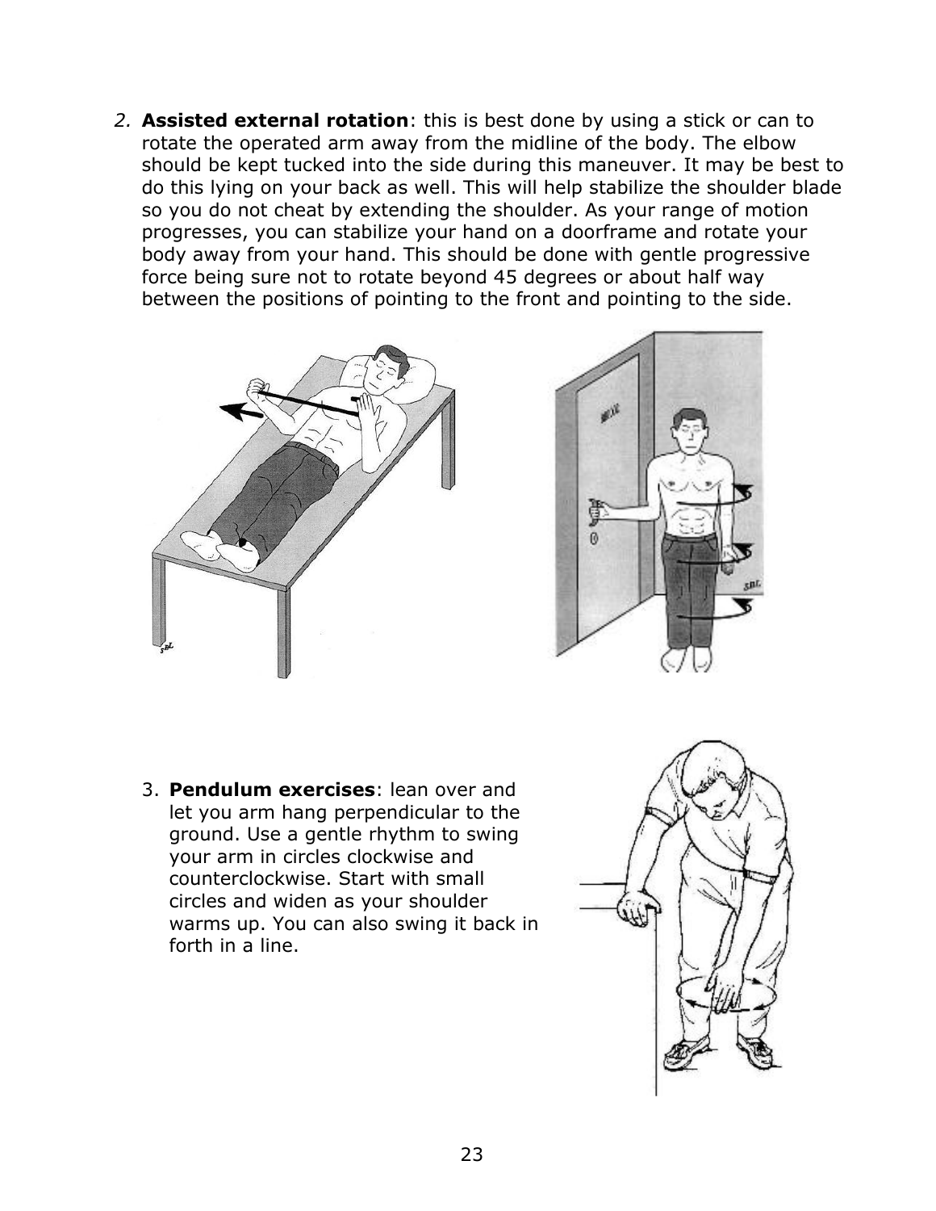2. **Assisted external rotation**: this is best done by using a stick or can to rotate the operated arm away from the midline of the body. The elbow should be kept tucked into the side during this maneuver. It may be best to do this lying on your back as well. This will help stabilize the shoulder blade so you do not cheat by extending the shoulder. As your range of motion progresses, you can stabilize your hand on a doorframe and rotate your body away from your hand. This should be done with gentle progressive force being sure not to rotate beyond 45 degrees or about half way between the positions of pointing to the front and pointing to the side.

3. **Pendulum exercises**: lean over and let you arm hang perpendicular to the ground. Use a gentle rhythm to swing your arm in circles clockwise and counterclockwise. Start with small circles and widen as your shoulder warms up. You can also swing it back in forth in a line.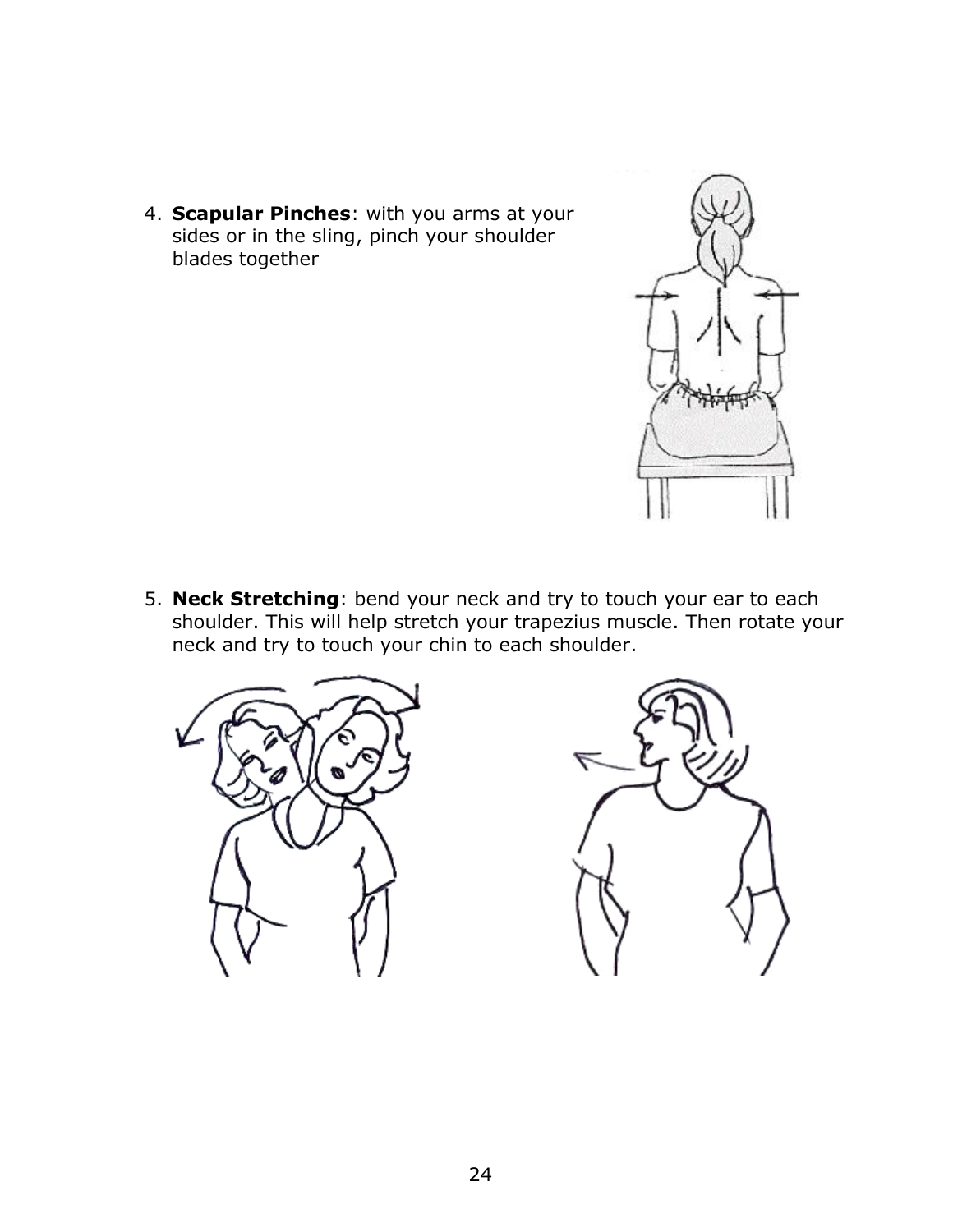4. **Scapular Pinches**: with you arms at your sides or in the sling, pinch your shoulder blades together

5. **Neck Stretching**: bend your neck and try to touch your ear to each shoulder. This will help stretch your trapezius muscle. Then rotate your neck and try to touch your chin to each shoulder.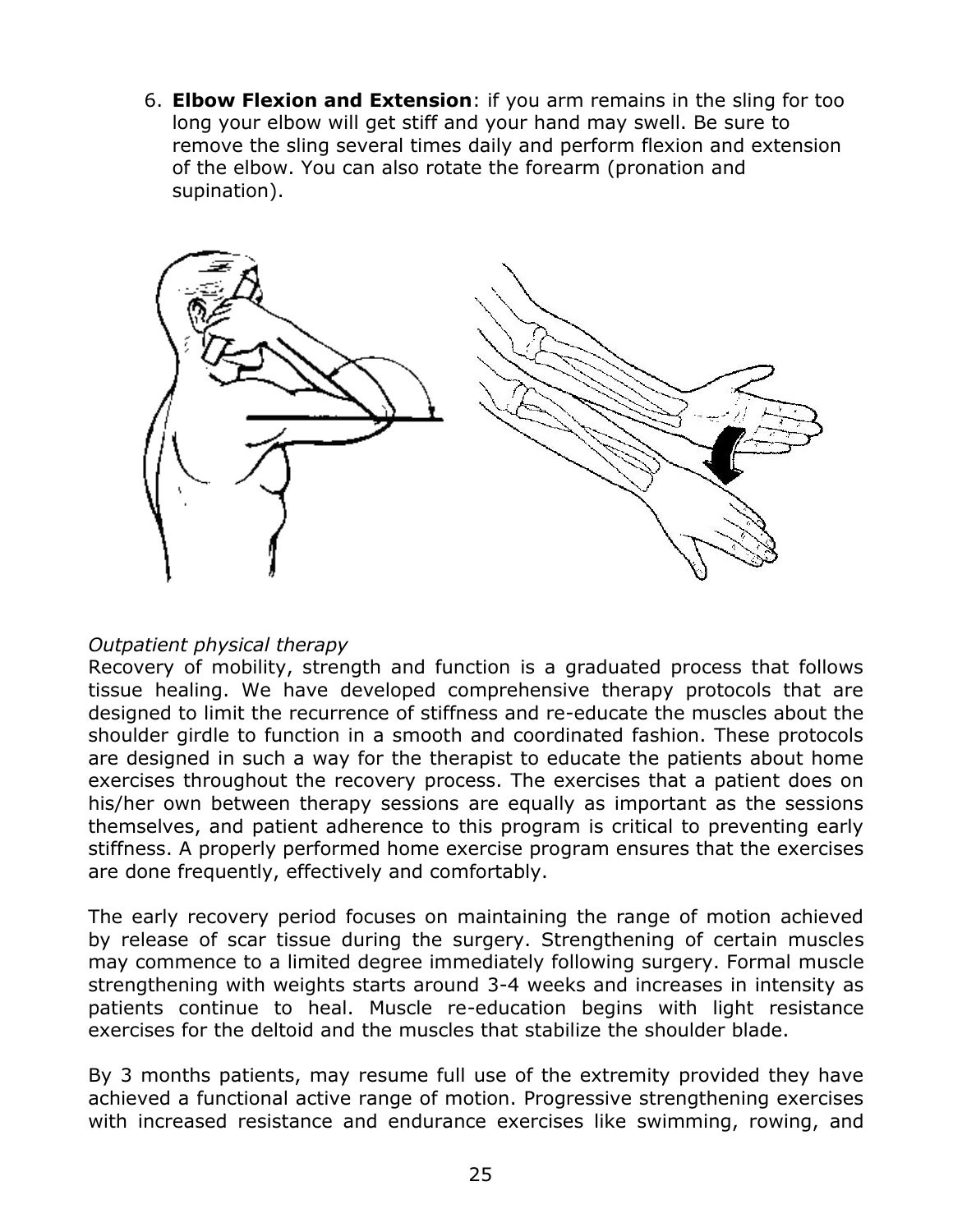6. **Elbow Flexion and Extension**: if you arm remains in the sling for too long your elbow will get stiff and your hand may swell. Be sure to remove the sling several times daily and perform flexion and extension of the elbow. You can also rotate the forearm (pronation and supination).

*Outpatient physical therapy*

Recovery of mobility, strength and function is a graduated process that follows tissue healing. We have developed comprehensive therapy protocols that are designed to limit the recurrence of stiffness and re-educate the muscles about the shoulder girdle to function in a smooth and coordinated fashion. These protocols are designed in such a way for the therapist to educate the patients about home exercises throughout the recovery process. The exercises that a patient does on his/her own between therapy sessions are equally as important as the sessions themselves, and patient adherence to this program is critical to preventing early stiffness. A properly performed home exercise program ensures that the exercises are done frequently, effectively and comfortably.

The early recovery period focuses on maintaining the range of motion achieved by release of scar tissue during the surgery. Strengthening of certain muscles may commence to a limited degree immediately following surgery. Formal muscle strengthening with weights starts around 3-4 weeks and increases in intensity as patients continue to heal. Muscle re-education begins with light resistance exercises for the deltoid and the muscles that stabilize the shoulder blade.

By 3 months patients, may resume full use of the extremity provided they have achieved a functional active range of motion. Progressive strengthening exercises with increased resistance and endurance exercises like swimming, rowing, and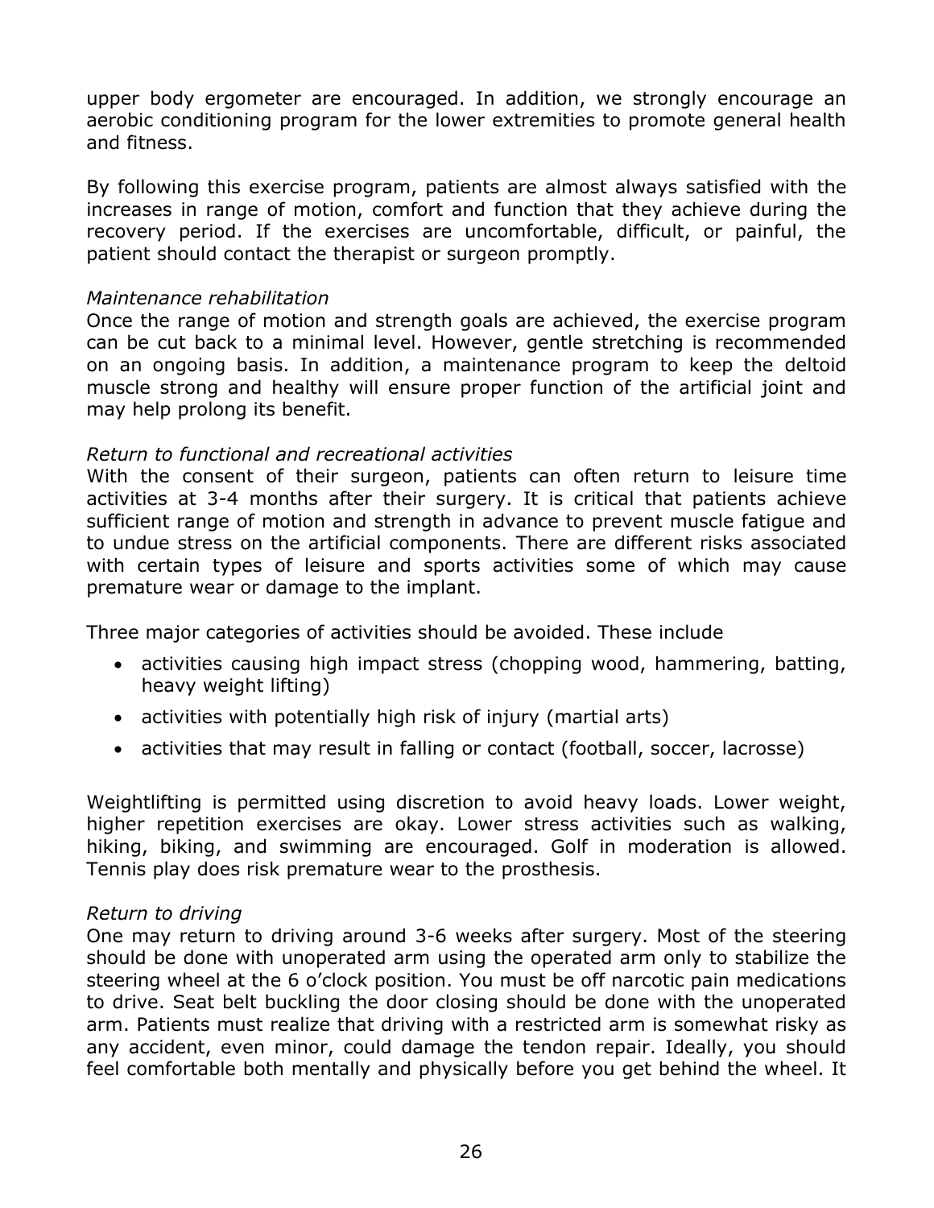upper body ergometer are encouraged. In addition, we strongly encourage an aerobic conditioning program for the lower extremities to promote general health and fitness.

By following this exercise program, patients are almost always satisfied with the increases in range of motion, comfort and function that they achieve during the recovery period. If the exercises are uncomfortable, difficult, or painful, the patient should contact the therapist or surgeon promptly.

*Maintenance rehabilitation*
Once the range of motion and strength goals are achieved, the exercise program can be cut back to a minimal level. However, gentle stretching is recommended on an ongoing basis. In addition, a maintenance program to keep the deltoid muscle strong and healthy will ensure proper function of the artificial joint and may help prolong its benefit.

*Return to functional and recreational activities*
With the consent of their surgeon, patients can often return to leisure time activities at 3-4 months after their surgery. It is critical that patients achieve sufficient range of motion and strength in advance to prevent muscle fatigue and to undue stress on the artificial components. There are different risks associated with certain types of leisure and sports activities some of which may cause premature wear or damage to the implant.

Three major categories of activities should be avoided. These include

- activities causing high impact stress (chopping wood, hammering, batting, heavy weight lifting)
- activities with potentially high risk of injury (martial arts)
- activities that may result in falling or contact (football, soccer, lacrosse)

Weightlifting is permitted using discretion to avoid heavy loads. Lower weight, higher repetition exercises are okay. Lower stress activities such as walking, hiking, biking, and swimming are encouraged. Golf in moderation is allowed. Tennis play does risk premature wear to the prosthesis.

*Return to driving*
One may return to driving around 3-6 weeks after surgery. Most of the steering should be done with unoperated arm using the operated arm only to stabilize the steering wheel at the 6 o'clock position. You must be off narcotic pain medications to drive. Seat belt buckling the door closing should be done with the unoperated arm. Patients must realize that driving with a restricted arm is somewhat risky as any accident, even minor, could damage the tendon repair. Ideally, you should feel comfortable both mentally and physically before you get behind the wheel. It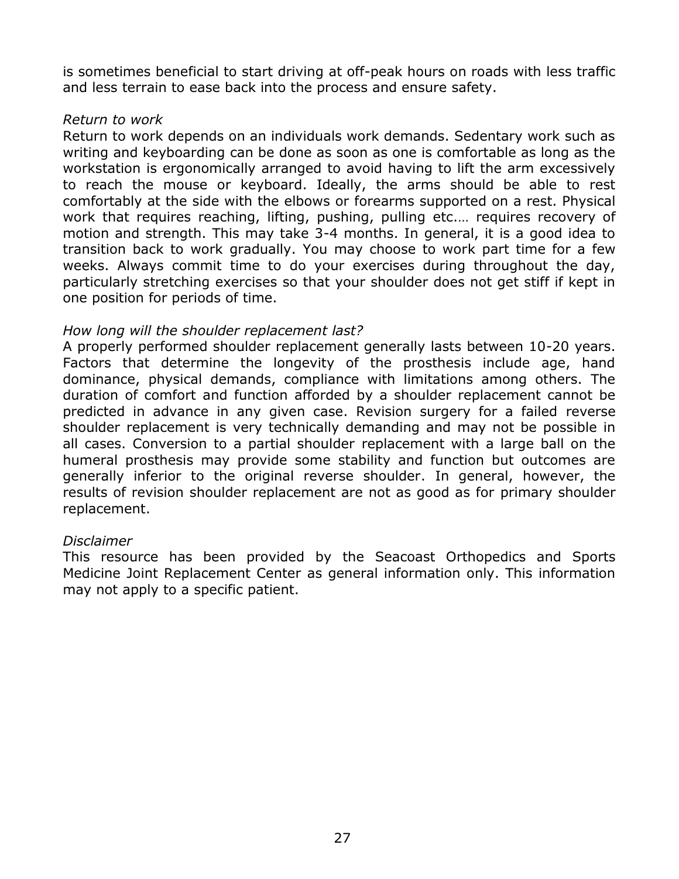is sometimes beneficial to start driving at off-peak hours on roads with less traffic and less terrain to ease back into the process and ensure safety.

*Return to work*

Return to work depends on an individuals work demands. Sedentary work such as writing and keyboarding can be done as soon as one is comfortable as long as the workstation is ergonomically arranged to avoid having to lift the arm excessively to reach the mouse or keyboard. Ideally, the arms should be able to rest comfortably at the side with the elbows or forearms supported on a rest. Physical work that requires reaching, lifting, pushing, pulling etc.… requires recovery of motion and strength. This may take 3-4 months. In general, it is a good idea to transition back to work gradually. You may choose to work part time for a few weeks. Always commit time to do your exercises during throughout the day, particularly stretching exercises so that your shoulder does not get stiff if kept in one position for periods of time.

*How long will the shoulder replacement last?*

A properly performed shoulder replacement generally lasts between 10-20 years. Factors that determine the longevity of the prosthesis include age, hand dominance, physical demands, compliance with limitations among others. The duration of comfort and function afforded by a shoulder replacement cannot be predicted in advance in any given case. Revision surgery for a failed reverse shoulder replacement is very technically demanding and may not be possible in all cases. Conversion to a partial shoulder replacement with a large ball on the humeral prosthesis may provide some stability and function but outcomes are generally inferior to the original reverse shoulder. In general, however, the results of revision shoulder replacement are not as good as for primary shoulder replacement.

*Disclaimer*

This resource has been provided by the Seacoast Orthopedics and Sports Medicine Joint Replacement Center as general information only. This information may not apply to a specific patient.